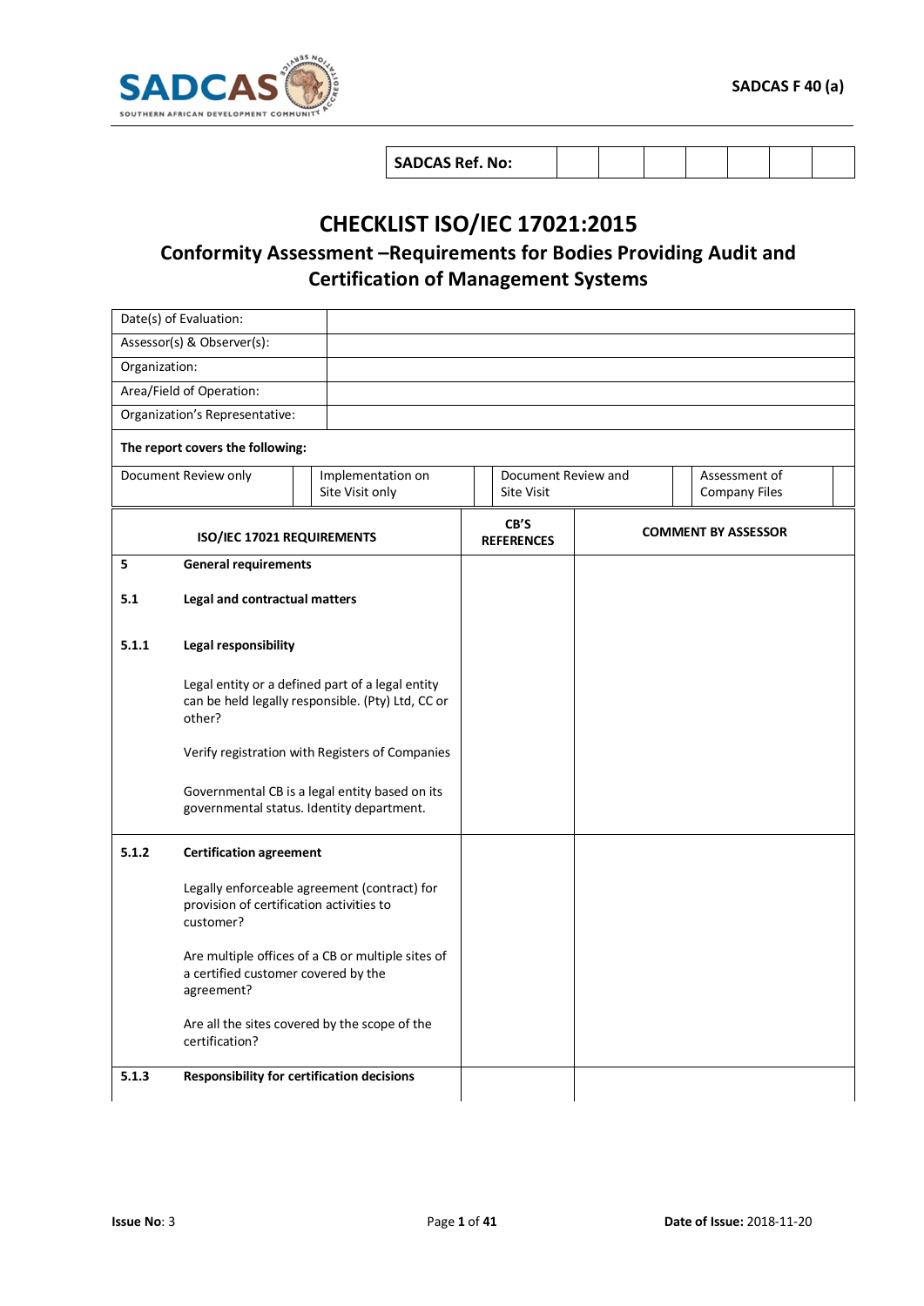SADCAS F 40 (a)

| SADCAS Ref. No: | | | | | | | |
|---|---|---|---|---|---|---|---|

# CHECKLIST ISO/IEC 17021:2015

## Conformity Assessment –Requirements for Bodies Providing Audit and Certification of Management Systems

| | |
|---|---|
| Date(s) of Evaluation: | |
| Assessor(s) & Observer(s): | |
| Organization: | |
| Area/Field of Operation: | |
| Organization's Representative: | |

**The report covers the following:**

| Document Review only | | Implementation on Site Visit only | | Document Review and Site Visit | | Assessment of Company Files | |
|---|---|---|---|---|---|---|---|

| | ISO/IEC 17021 REQUIREMENTS | CB'S REFERENCES | COMMENT BY ASSESSOR |
|---|---|---|---|
| **5** | **General requirements** | | |
| **5.1** | **Legal and contractual matters** | | |
| **5.1.1** | **Legal responsibility**<br><br>Legal entity or a defined part of a legal entity can be held legally responsible. (Pty) Ltd, CC or other?<br><br>Verify registration with Registers of Companies<br><br>Governmental CB is a legal entity based on its governmental status. Identity department. | | |
| **5.1.2** | **Certification agreement**<br><br>Legally enforceable agreement (contract) for provision of certification activities to customer?<br><br>Are multiple offices of a CB or multiple sites of a certified customer covered by the agreement?<br><br>Are all the sites covered by the scope of the certification? | | |
| **5.1.3** | **Responsibility for certification decisions** | | |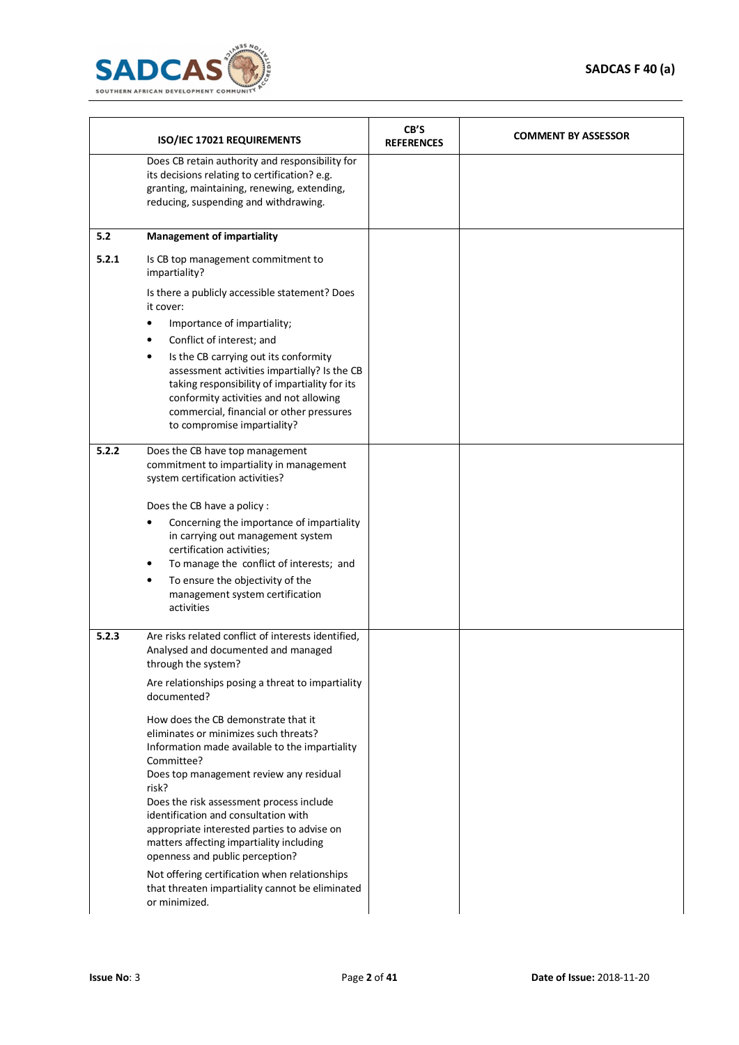| | ISO/IEC 17021 REQUIREMENTS | CB'S REFERENCES | COMMENT BY ASSESSOR |
|---|---|---|---|
| | Does CB retain authority and responsibility for its decisions relating to certification? e.g. granting, maintaining, renewing, extending, reducing, suspending and withdrawing. | | |
| **5.2** | **Management of impartiality** | | |
| **5.2.1** | Is CB top management commitment to impartiality?<br><br>Is there a publicly accessible statement? Does it cover:<br>• Importance of impartiality;<br>• Conflict of interest; and<br>• Is the CB carrying out its conformity assessment activities impartially? Is the CB taking responsibility of impartiality for its conformity activities and not allowing commercial, financial or other pressures to compromise impartiality? | | |
| **5.2.2** | Does the CB have top management commitment to impartiality in management system certification activities?<br><br>Does the CB have a policy :<br>• Concerning the importance of impartiality in carrying out management system certification activities;<br>• To manage the conflict of interests; and<br>• To ensure the objectivity of the management system certification activities | | |
| **5.2.3** | Are risks related conflict of interests identified, Analysed and documented and managed through the system?<br><br>Are relationships posing a threat to impartiality documented?<br><br>How does the CB demonstrate that it eliminates or minimizes such threats?<br>Information made available to the impartiality Committee?<br>Does top management review any residual risk?<br>Does the risk assessment process include identification and consultation with appropriate interested parties to advise on matters affecting impartiality including openness and public perception?<br><br>Not offering certification when relationships that threaten impartiality cannot be eliminated or minimized. | | |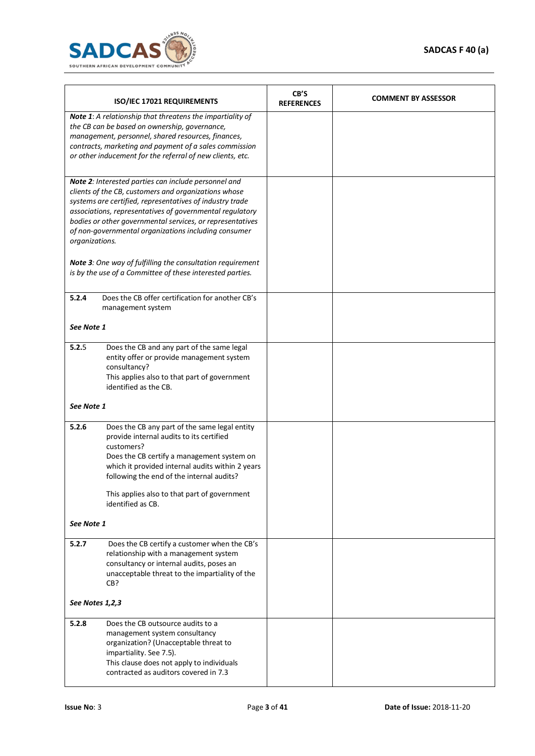| ISO/IEC 17021 REQUIREMENTS | CB'S REFERENCES | COMMENT BY ASSESSOR |
|---|---|---|
| ***Note 1**: A relationship that threatens the impartiality of the CB can be based on ownership, governance, management, personnel, shared resources, finances, contracts, marketing and payment of a sales commission or other inducement for the referral of new clients, etc.* | | |
| ***Note 2**: Interested parties can include personnel and clients of the CB, customers and organizations whose systems are certified, representatives of industry trade associations, representatives of governmental regulatory bodies or other governmental services, or representatives of non-governmental organizations including consumer organizations.*<br><br>***Note 3**: One way of fulfilling the consultation requirement is by the use of a Committee of these interested parties.* | | |
| **5.2.4** Does the CB offer certification for another CB's management system<br><br>***See Note 1*** | | |
| **5.2.5** Does the CB and any part of the same legal entity offer or provide management system consultancy?<br>This applies also to that part of government identified as the CB.<br><br>***See Note 1*** | | |
| **5.2.6** Does the CB any part of the same legal entity provide internal audits to its certified customers?<br>Does the CB certify a management system on which it provided internal audits within 2 years following the end of the internal audits?<br><br>This applies also to that part of government identified as CB.<br><br>***See Note 1*** | | |
| **5.2.7** Does the CB certify a customer when the CB's relationship with a management system consultancy or internal audits, poses an unacceptable threat to the impartiality of the CB?<br><br>***See Notes 1,2,3*** | | |
| **5.2.8** Does the CB outsource audits to a management system consultancy organization? (Unacceptable threat to impartiality. See 7.5).<br>This clause does not apply to individuals contracted as auditors covered in 7.3 | | |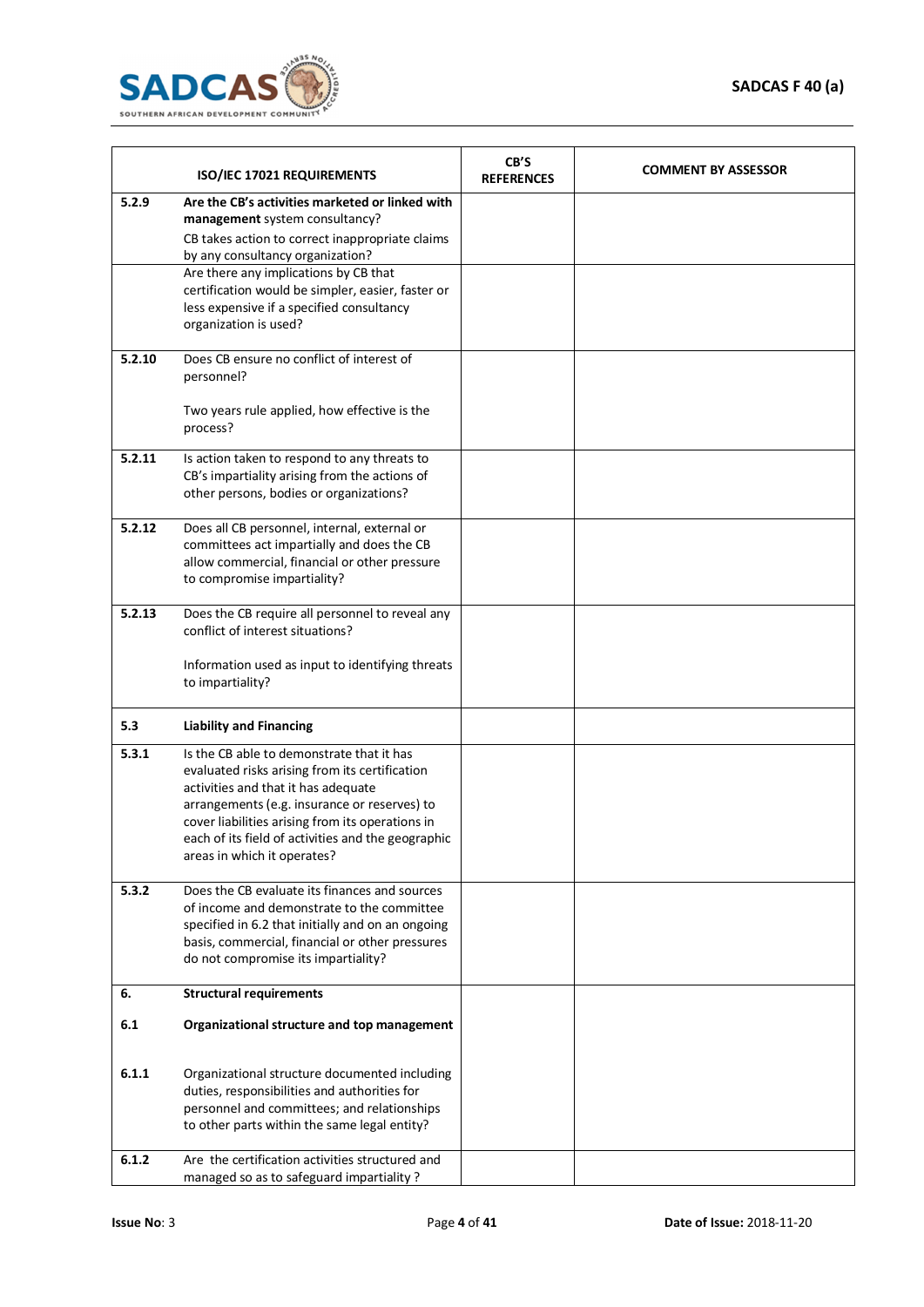| | ISO/IEC 17021 REQUIREMENTS | CB'S REFERENCES | COMMENT BY ASSESSOR |
|---|---|---|---|
| 5.2.9 | **Are the CB's activities marketed or linked with management** system consultancy?<br>CB takes action to correct inappropriate claims by any consultancy organization? | | |
| | Are there any implications by CB that certification would be simpler, easier, faster or less expensive if a specified consultancy organization is used? | | |
| 5.2.10 | Does CB ensure no conflict of interest of personnel?<br><br>Two years rule applied, how effective is the process? | | |
| 5.2.11 | Is action taken to respond to any threats to CB's impartiality arising from the actions of other persons, bodies or organizations? | | |
| 5.2.12 | Does all CB personnel, internal, external or committees act impartially and does the CB allow commercial, financial or other pressure to compromise impartiality? | | |
| 5.2.13 | Does the CB require all personnel to reveal any conflict of interest situations?<br><br>Information used as input to identifying threats to impartiality? | | |
| 5.3 | **Liability and Financing** | | |
| 5.3.1 | Is the CB able to demonstrate that it has evaluated risks arising from its certification activities and that it has adequate arrangements (e.g. insurance or reserves) to cover liabilities arising from its operations in each of its field of activities and the geographic areas in which it operates? | | |
| 5.3.2 | Does the CB evaluate its finances and sources of income and demonstrate to the committee specified in 6.2 that initially and on an ongoing basis, commercial, financial or other pressures do not compromise its impartiality? | | |
| 6.<br><br>6.1<br><br>6.1.1 | **Structural requirements**<br><br>**Organizational structure and top management**<br><br>Organizational structure documented including duties, responsibilities and authorities for personnel and committees; and relationships to other parts within the same legal entity? | | |
| 6.1.2 | Are the certification activities structured and managed so as to safeguard impartiality ? | | |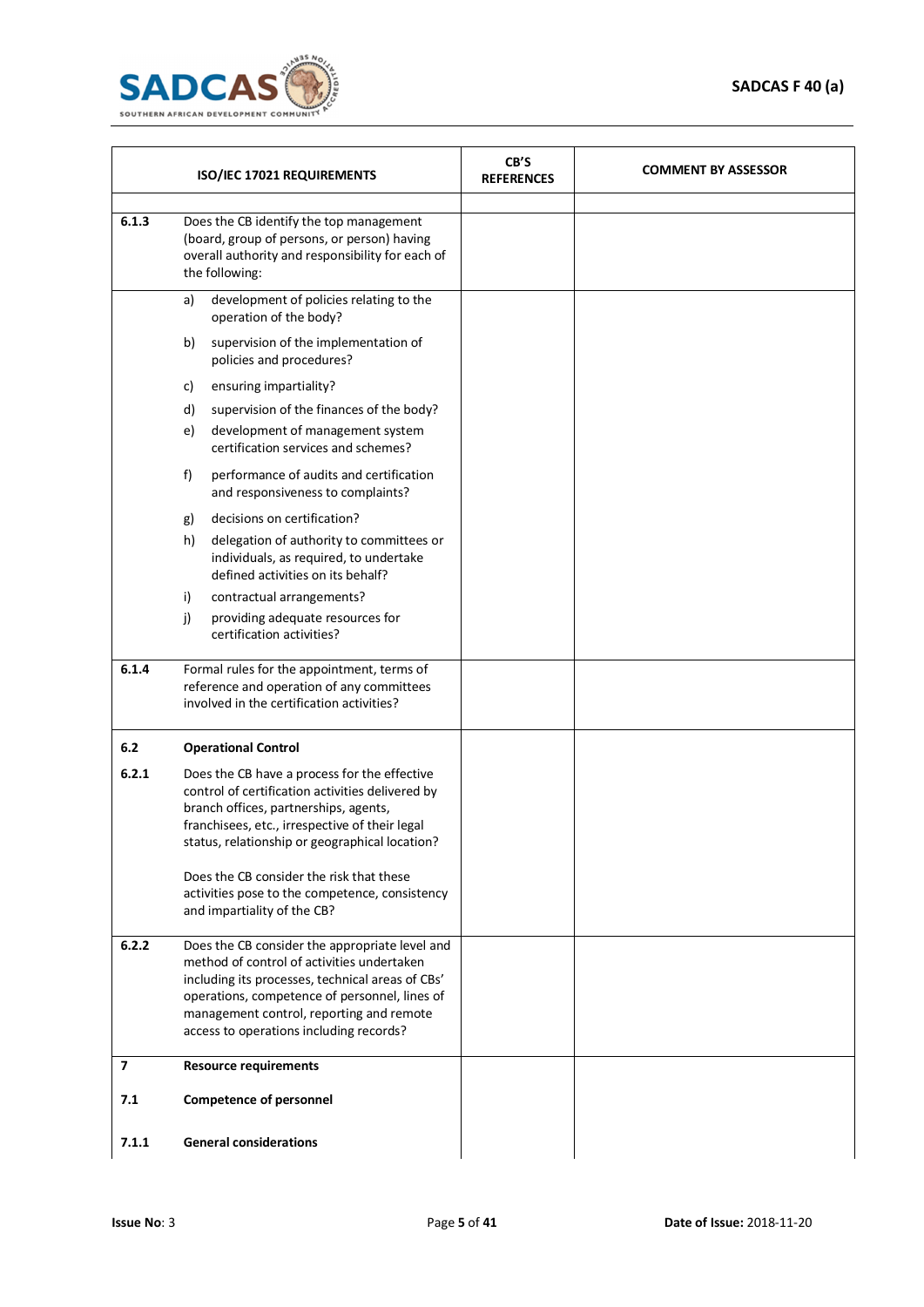| | ISO/IEC 17021 REQUIREMENTS | CB'S REFERENCES | COMMENT BY ASSESSOR |
|---|---|---|---|
| | | | |
| **6.1.3** | Does the CB identify the top management (board, group of persons, or person) having overall authority and responsibility for each of the following: | | |
| | a) development of policies relating to the operation of the body?<br>b) supervision of the implementation of policies and procedures?<br>c) ensuring impartiality?<br>d) supervision of the finances of the body?<br>e) development of management system certification services and schemes?<br>f) performance of audits and certification and responsiveness to complaints?<br>g) decisions on certification?<br>h) delegation of authority to committees or individuals, as required, to undertake defined activities on its behalf?<br>i) contractual arrangements?<br>j) providing adequate resources for certification activities? | | |
| **6.1.4** | Formal rules for the appointment, terms of reference and operation of any committees involved in the certification activities? | | |
| **6.2** | **Operational Control** | | |
| **6.2.1** | Does the CB have a process for the effective control of certification activities delivered by branch offices, partnerships, agents, franchisees, etc., irrespective of their legal status, relationship or geographical location?<br><br>Does the CB consider the risk that these activities pose to the competence, consistency and impartiality of the CB? | | |
| **6.2.2** | Does the CB consider the appropriate level and method of control of activities undertaken including its processes, technical areas of CBs' operations, competence of personnel, lines of management control, reporting and remote access to operations including records? | | |
| **7** | **Resource requirements** | | |
| **7.1** | **Competence of personnel** | | |
| **7.1.1** | **General considerations** | | |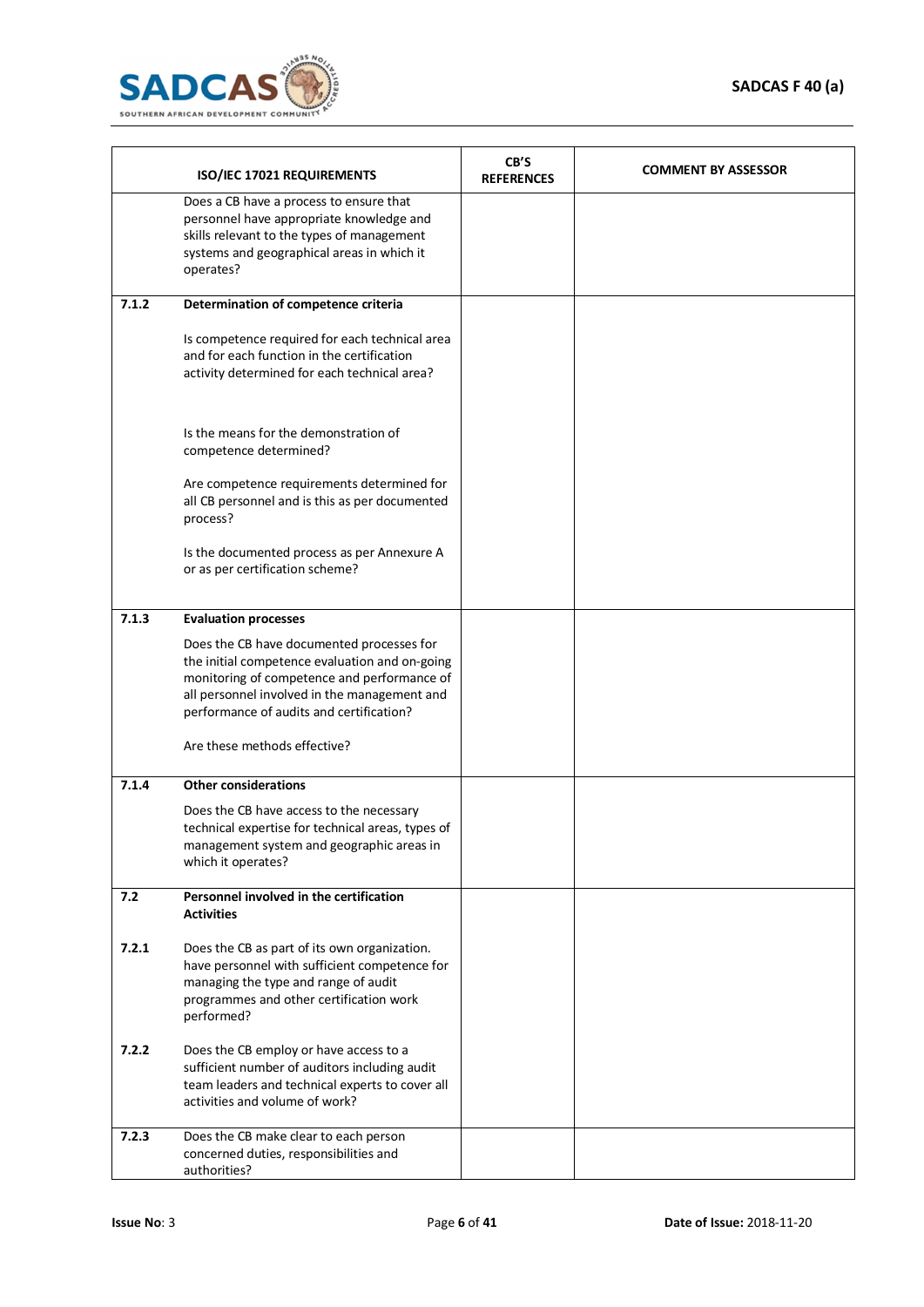| | ISO/IEC 17021 REQUIREMENTS | CB'S REFERENCES | COMMENT BY ASSESSOR |
|---|---|---|---|
| | Does a CB have a process to ensure that personnel have appropriate knowledge and skills relevant to the types of management systems and geographical areas in which it operates? | | |
| 7.1.2 | **Determination of competence criteria**<br><br>Is competence required for each technical area and for each function in the certification activity determined for each technical area?<br><br>Is the means for the demonstration of competence determined?<br><br>Are competence requirements determined for all CB personnel and is this as per documented process?<br><br>Is the documented process as per Annexure A or as per certification scheme? | | |
| 7.1.3 | **Evaluation processes**<br><br>Does the CB have documented processes for the initial competence evaluation and on-going monitoring of competence and performance of all personnel involved in the management and performance of audits and certification?<br><br>Are these methods effective? | | |
| 7.1.4 | **Other considerations**<br><br>Does the CB have access to the necessary technical expertise for technical areas, types of management system and geographic areas in which it operates? | | |
| 7.2<br><br>7.2.1<br><br>7.2.2 | **Personnel involved in the certification Activities**<br><br>Does the CB as part of its own organization. have personnel with sufficient competence for managing the type and range of audit programmes and other certification work performed?<br><br>Does the CB employ or have access to a sufficient number of auditors including audit team leaders and technical experts to cover all activities and volume of work? | | |
| 7.2.3 | Does the CB make clear to each person concerned duties, responsibilities and authorities? | | |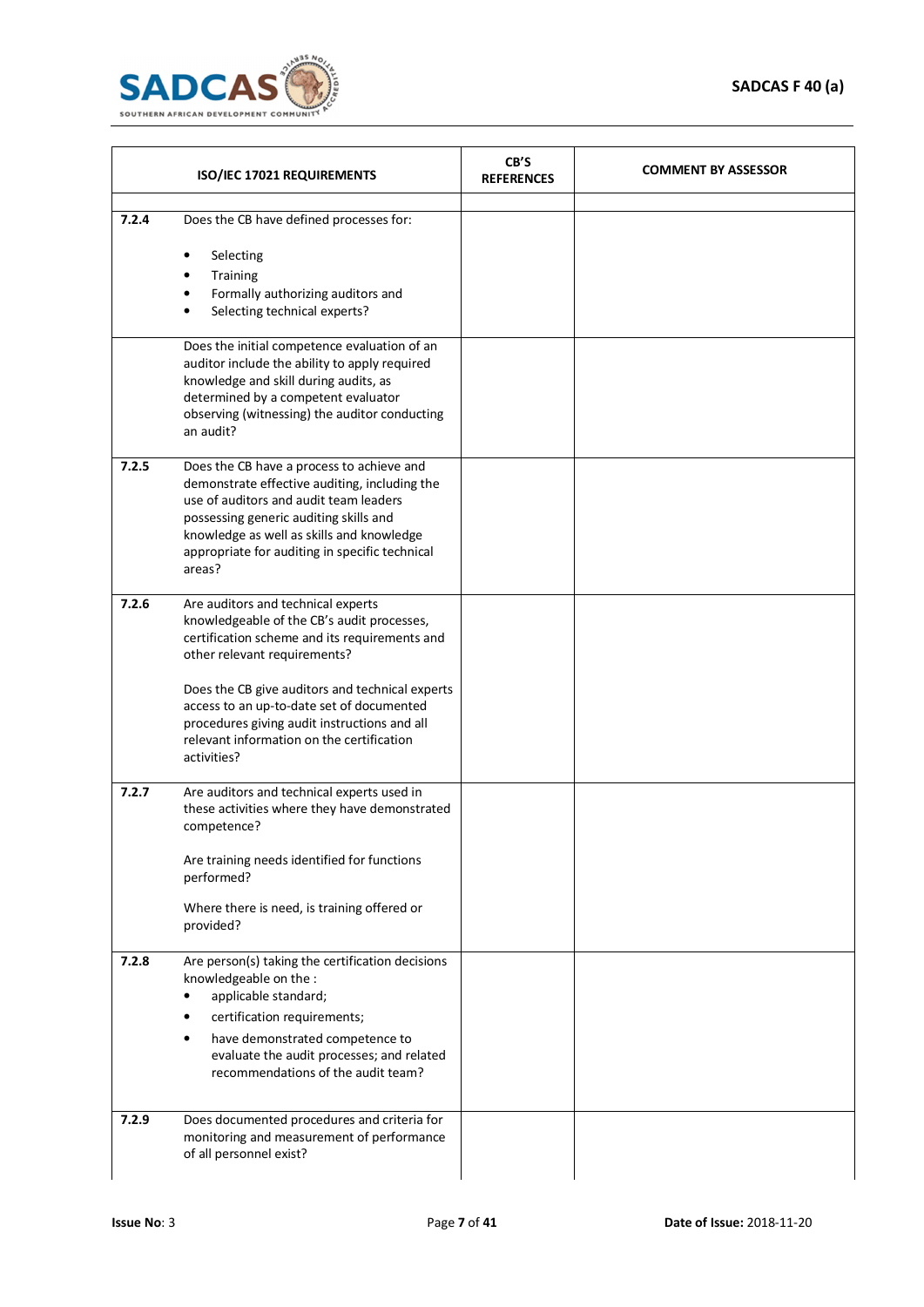| | ISO/IEC 17021 REQUIREMENTS | CB'S REFERENCES | COMMENT BY ASSESSOR |
|---|---|---|---|
| | | | |
| **7.2.4** | Does the CB have defined processes for:<br><br>• Selecting<br>• Training<br>• Formally authorizing auditors and<br>• Selecting technical experts? | | |
| | Does the initial competence evaluation of an auditor include the ability to apply required knowledge and skill during audits, as determined by a competent evaluator observing (witnessing) the auditor conducting an audit? | | |
| **7.2.5** | Does the CB have a process to achieve and demonstrate effective auditing, including the use of auditors and audit team leaders possessing generic auditing skills and knowledge as well as skills and knowledge appropriate for auditing in specific technical areas? | | |
| **7.2.6** | Are auditors and technical experts knowledgeable of the CB's audit processes, certification scheme and its requirements and other relevant requirements?<br><br>Does the CB give auditors and technical experts access to an up-to-date set of documented procedures giving audit instructions and all relevant information on the certification activities? | | |
| **7.2.7** | Are auditors and technical experts used in these activities where they have demonstrated competence?<br><br>Are training needs identified for functions performed?<br><br>Where there is need, is training offered or provided? | | |
| **7.2.8** | Are person(s) taking the certification decisions knowledgeable on the :<br>• applicable standard;<br>• certification requirements;<br>• have demonstrated competence to evaluate the audit processes; and related recommendations of the audit team? | | |
| **7.2.9** | Does documented procedures and criteria for monitoring and measurement of performance of all personnel exist? | | |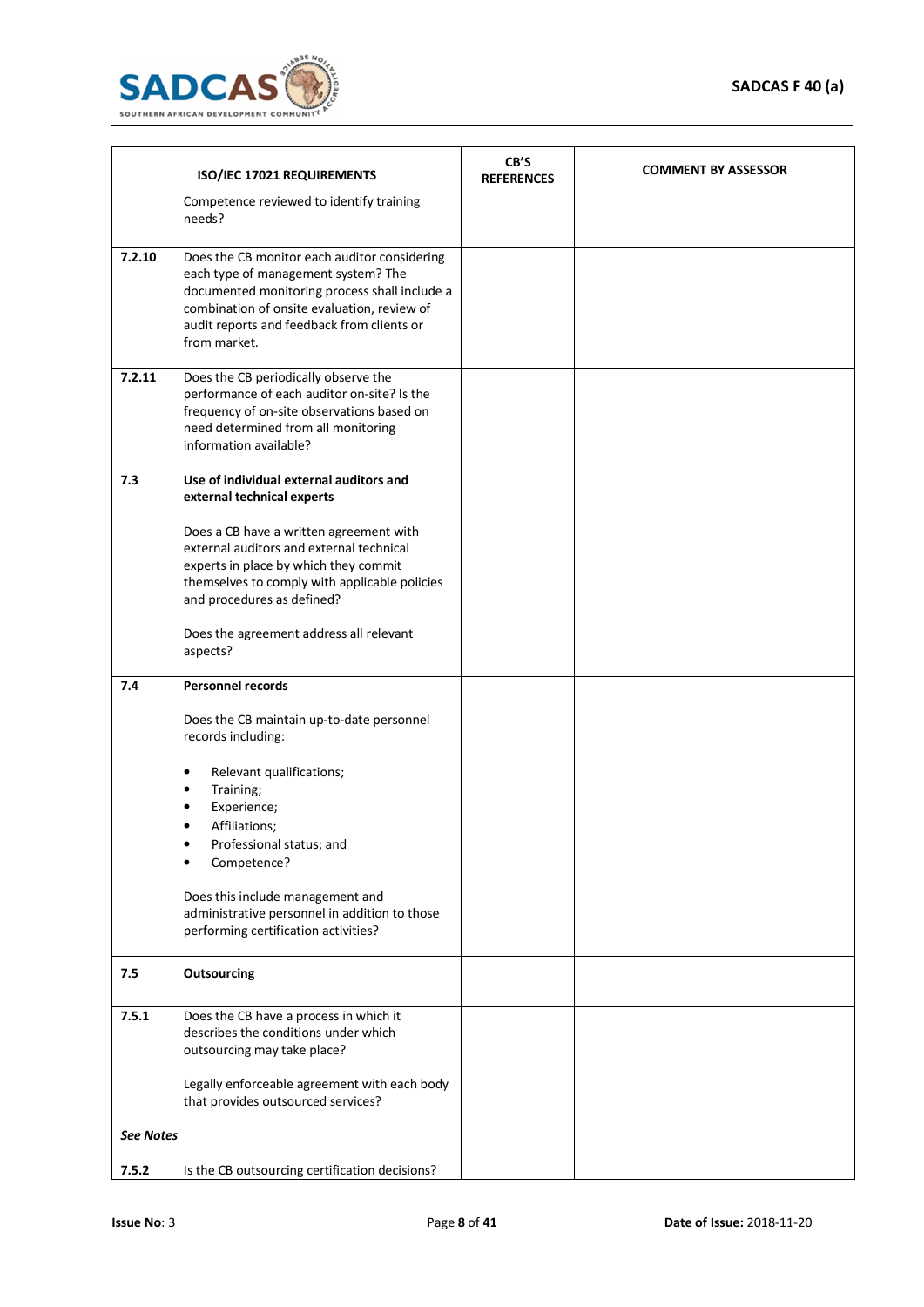| | ISO/IEC 17021 REQUIREMENTS | CB'S REFERENCES | COMMENT BY ASSESSOR |
|---|---|---|---|
| | Competence reviewed to identify training needs? | | |
| 7.2.10 | Does the CB monitor each auditor considering each type of management system? The documented monitoring process shall include a combination of onsite evaluation, review of audit reports and feedback from clients or from market. | | |
| 7.2.11 | Does the CB periodically observe the performance of each auditor on-site? Is the frequency of on-site observations based on need determined from all monitoring information available? | | |
| 7.3 | **Use of individual external auditors and external technical experts**<br><br>Does a CB have a written agreement with external auditors and external technical experts in place by which they commit themselves to comply with applicable policies and procedures as defined?<br><br>Does the agreement address all relevant aspects? | | |
| 7.4 | **Personnel records**<br><br>Does the CB maintain up-to-date personnel records including:<br><br>• Relevant qualifications;<br>• Training;<br>• Experience;<br>• Affiliations;<br>• Professional status; and<br>• Competence?<br><br>Does this include management and administrative personnel in addition to those performing certification activities? | | |
| 7.5 | **Outsourcing** | | |
| 7.5.1<br><br><br><br><br><br>***See Notes*** | Does the CB have a process in which it describes the conditions under which outsourcing may take place?<br><br>Legally enforceable agreement with each body that provides outsourced services? | | |
| 7.5.2 | Is the CB outsourcing certification decisions? | | |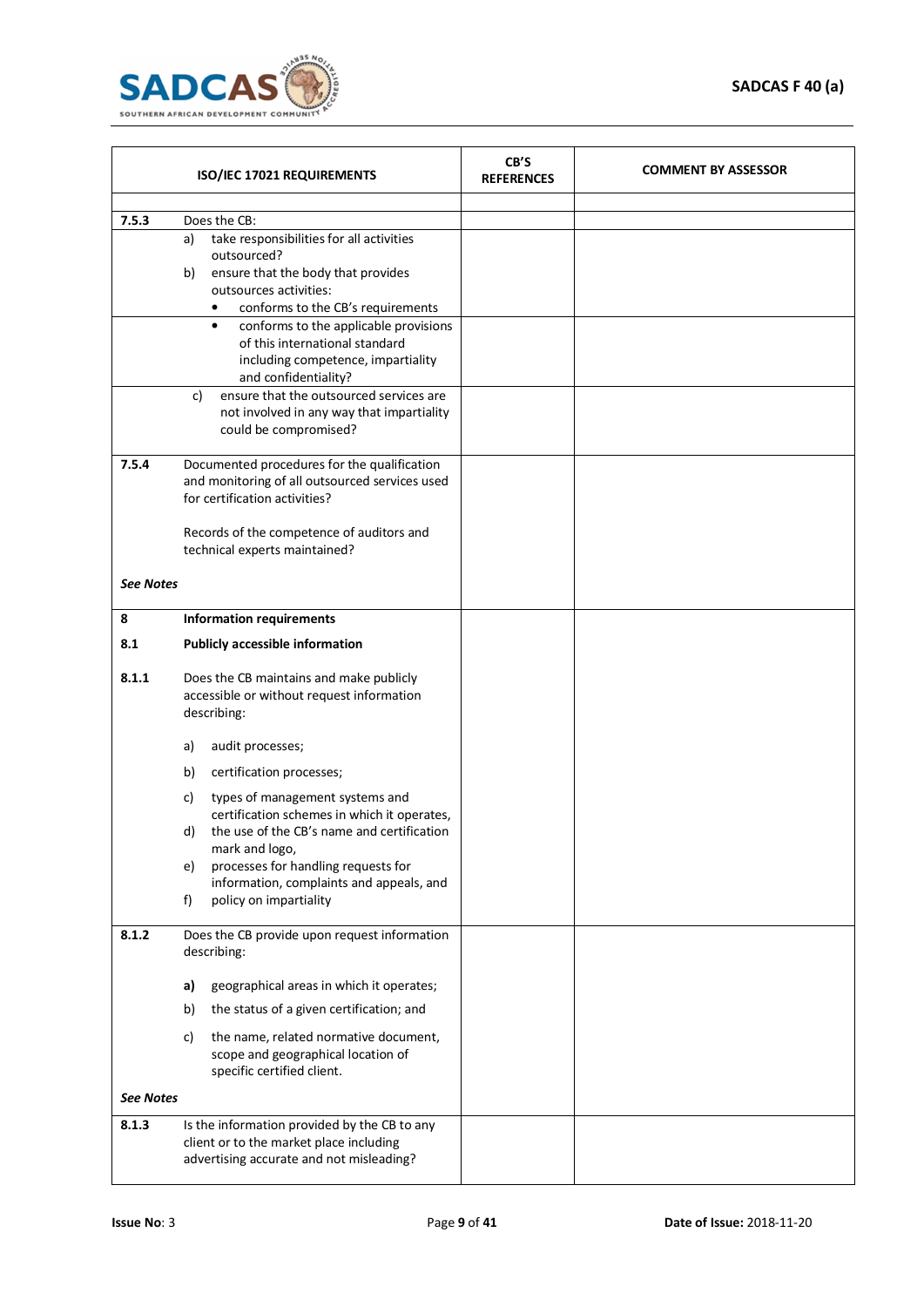| ISO/IEC 17021 REQUIREMENTS | | CB'S REFERENCES | COMMENT BY ASSESSOR |
|---|---|---|---|
| | | | |
| **7.5.3** | Does the CB: | | |
| | a) take responsibilities for all activities outsourced?<br>b) ensure that the body that provides outsources activities:<br>• conforms to the CB's requirements | | |
| | • conforms to the applicable provisions of this international standard including competence, impartiality and confidentiality? | | |
| | c) ensure that the outsourced services are not involved in any way that impartiality could be compromised? | | |
| **7.5.4**<br><br><br><br><br>***See Notes*** | Documented procedures for the qualification and monitoring of all outsourced services used for certification activities?<br><br>Records of the competence of auditors and technical experts maintained? | | |
| **8**<br>**8.1**<br><br>**8.1.1** | **Information requirements**<br>**Publicly accessible information**<br><br>Does the CB maintains and make publicly accessible or without request information describing:<br><br>a) audit processes;<br>b) certification processes;<br>c) types of management systems and certification schemes in which it operates,<br>d) the use of the CB's name and certification mark and logo,<br>e) processes for handling requests for information, complaints and appeals, and<br>f) policy on impartiality | | |
| **8.1.2**<br><br><br><br><br><br>***See Notes*** | Does the CB provide upon request information describing:<br><br>**a)** geographical areas in which it operates;<br>b) the status of a given certification; and<br>c) the name, related normative document, scope and geographical location of specific certified client. | | |
| **8.1.3** | Is the information provided by the CB to any client or to the market place including advertising accurate and not misleading? | | |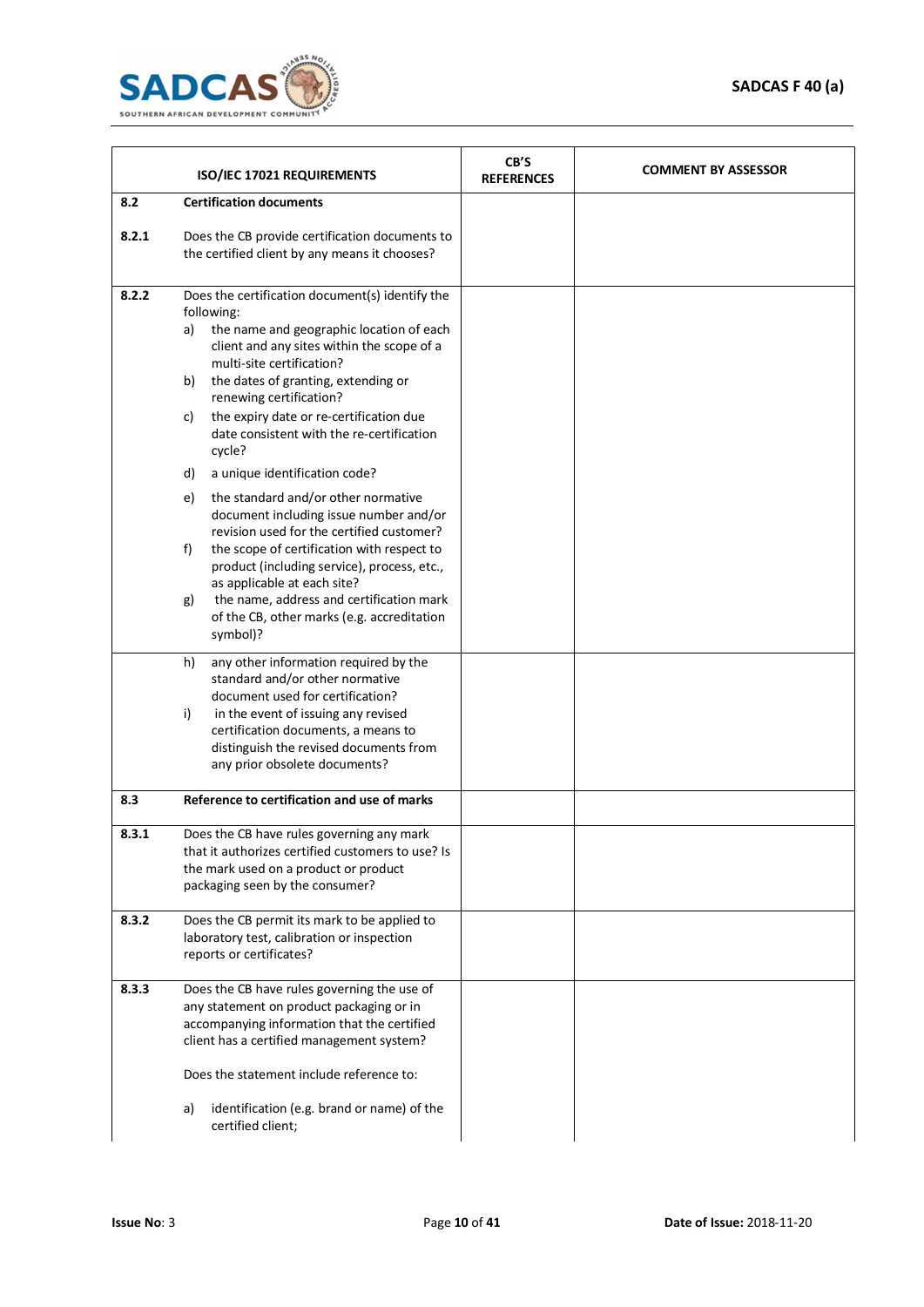| | ISO/IEC 17021 REQUIREMENTS | CB'S REFERENCES | COMMENT BY ASSESSOR |
|---|---|---|---|
| **8.2** | **Certification documents** | | |
| **8.2.1** | Does the CB provide certification documents to the certified client by any means it chooses? | | |
| **8.2.2** | Does the certification document(s) identify the following:<br>a) the name and geographic location of each client and any sites within the scope of a multi-site certification?<br>b) the dates of granting, extending or renewing certification?<br>c) the expiry date or re-certification due date consistent with the re-certification cycle?<br>d) a unique identification code?<br>e) the standard and/or other normative document including issue number and/or revision used for the certified customer?<br>f) the scope of certification with respect to product (including service), process, etc., as applicable at each site?<br>g) the name, address and certification mark of the CB, other marks (e.g. accreditation symbol)? | | |
| | h) any other information required by the standard and/or other normative document used for certification?<br>i) in the event of issuing any revised certification documents, a means to distinguish the revised documents from any prior obsolete documents? | | |
| **8.3** | **Reference to certification and use of marks** | | |
| **8.3.1** | Does the CB have rules governing any mark that it authorizes certified customers to use? Is the mark used on a product or product packaging seen by the consumer? | | |
| **8.3.2** | Does the CB permit its mark to be applied to laboratory test, calibration or inspection reports or certificates? | | |
| **8.3.3** | Does the CB have rules governing the use of any statement on product packaging or in accompanying information that the certified client has a certified management system?<br><br>Does the statement include reference to:<br><br>a) identification (e.g. brand or name) of the certified client; | | |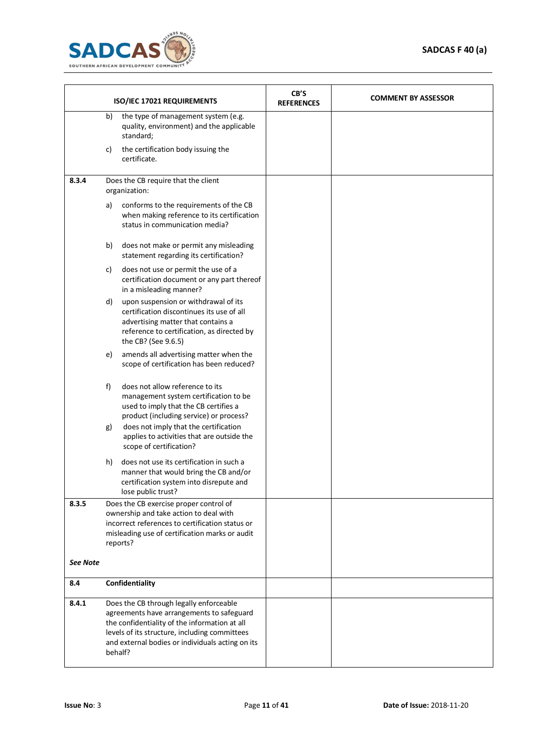| | ISO/IEC 17021 REQUIREMENTS | CB'S REFERENCES | COMMENT BY ASSESSOR |
|---|---|---|---|
| | b) the type of management system (e.g. quality, environment) and the applicable standard;<br><br>c) the certification body issuing the certificate. | | |
| **8.3.4** | Does the CB require that the client organization:<br><br>a) conforms to the requirements of the CB when making reference to its certification status in communication media?<br><br>b) does not make or permit any misleading statement regarding its certification?<br><br>c) does not use or permit the use of a certification document or any part thereof in a misleading manner?<br><br>d) upon suspension or withdrawal of its certification discontinues its use of all advertising matter that contains a reference to certification, as directed by the CB? (See 9.6.5)<br><br>e) amends all advertising matter when the scope of certification has been reduced?<br><br>f) does not allow reference to its management system certification to be used to imply that the CB certifies a product (including service) or process?<br><br>g) does not imply that the certification applies to activities that are outside the scope of certification?<br><br>h) does not use its certification in such a manner that would bring the CB and/or certification system into disrepute and lose public trust? | | |
| **8.3.5**<br><br>***See Note*** | Does the CB exercise proper control of ownership and take action to deal with incorrect references to certification status or misleading use of certification marks or audit reports? | | |
| **8.4** | **Confidentiality** | | |
| **8.4.1** | Does the CB through legally enforceable agreements have arrangements to safeguard the confidentiality of the information at all levels of its structure, including committees and external bodies or individuals acting on its behalf? | | |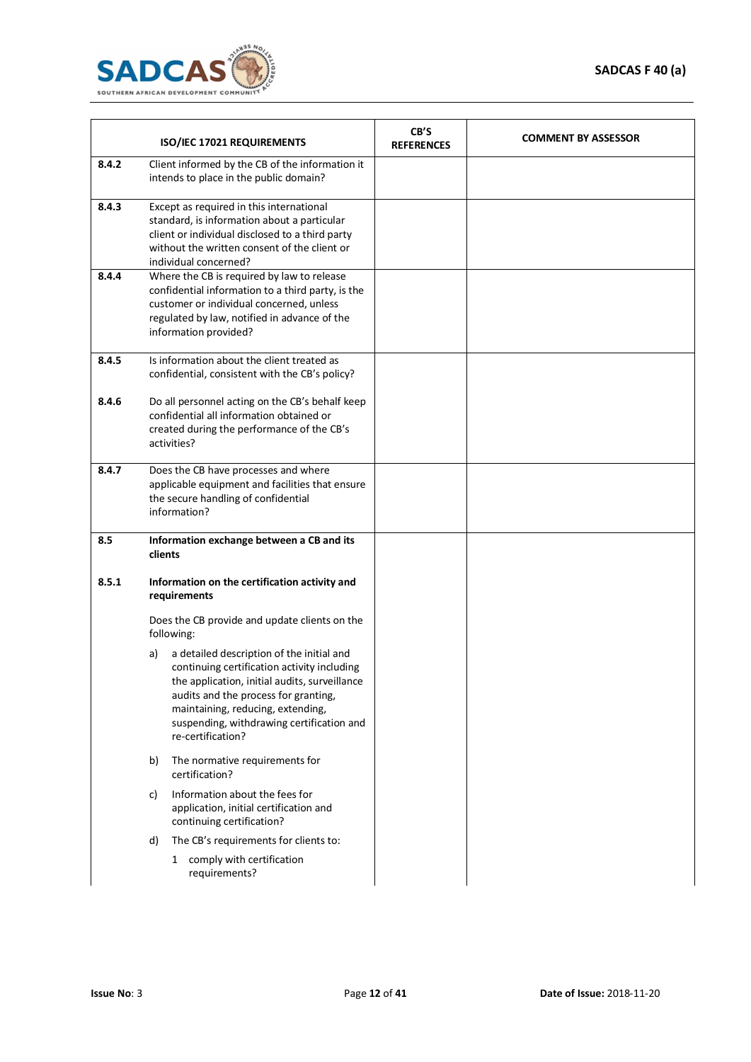| | ISO/IEC 17021 REQUIREMENTS | CB'S REFERENCES | COMMENT BY ASSESSOR |
|---|---|---|---|
| **8.4.2** | Client informed by the CB of the information it intends to place in the public domain? | | |
| **8.4.3** | Except as required in this international standard, is information about a particular client or individual disclosed to a third party without the written consent of the client or individual concerned? | | |
| **8.4.4** | Where the CB is required by law to release confidential information to a third party, is the customer or individual concerned, unless regulated by law, notified in advance of the information provided? | | |
| **8.4.5** | Is information about the client treated as confidential, consistent with the CB's policy? | | |
| **8.4.6** | Do all personnel acting on the CB's behalf keep confidential all information obtained or created during the performance of the CB's activities? | | |
| **8.4.7** | Does the CB have processes and where applicable equipment and facilities that ensure the secure handling of confidential information? | | |
| **8.5** | **Information exchange between a CB and its clients** | | |
| **8.5.1** | **Information on the certification activity and requirements** | | |
| | Does the CB provide and update clients on the following: | | |
| | a) a detailed description of the initial and continuing certification activity including the application, initial audits, surveillance audits and the process for granting, maintaining, reducing, extending, suspending, withdrawing certification and re-certification? | | |
| | b) The normative requirements for certification? | | |
| | c) Information about the fees for application, initial certification and continuing certification? | | |
| | d) The CB's requirements for clients to: | | |
| | 1 comply with certification requirements? | | |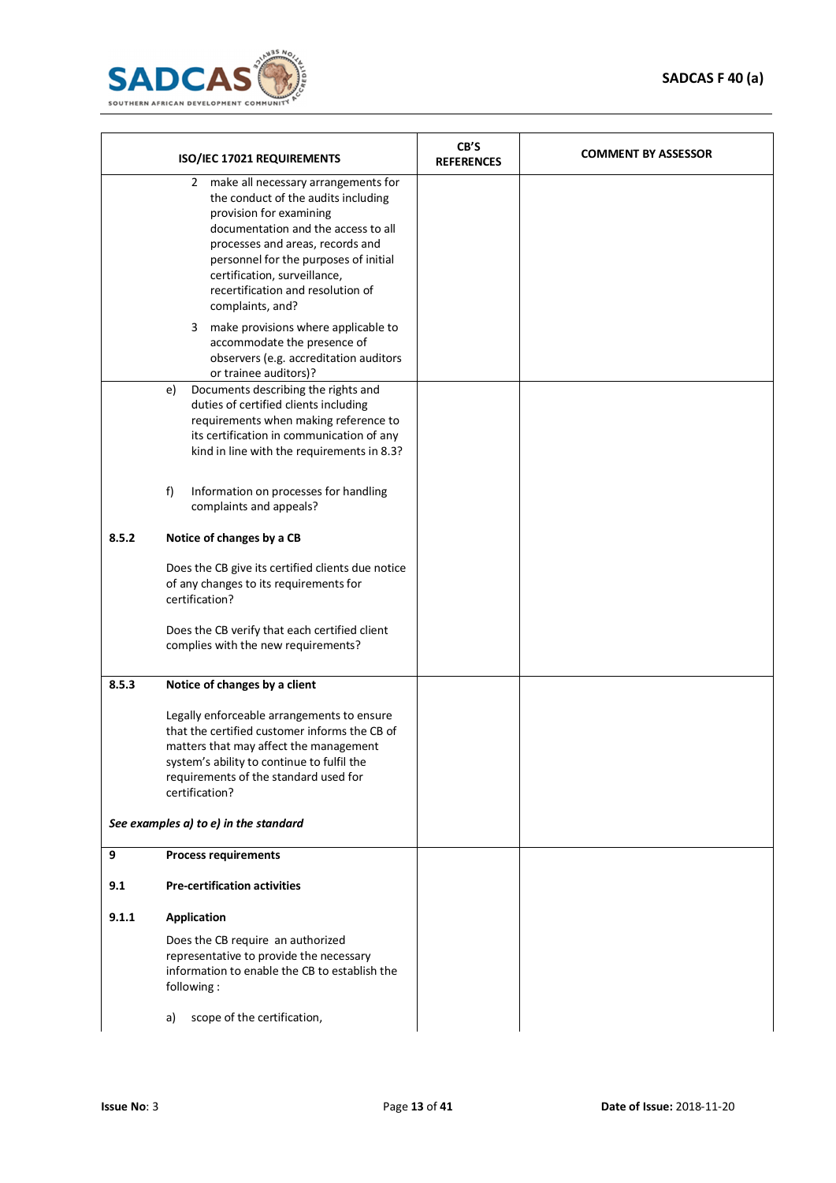| ISO/IEC 17021 REQUIREMENTS | | CB'S REFERENCES | COMMENT BY ASSESSOR |
|---|---|---|---|
| | 2 make all necessary arrangements for the conduct of the audits including provision for examining documentation and the access to all processes and areas, records and personnel for the purposes of initial certification, surveillance, recertification and resolution of complaints, and?<br><br>3 make provisions where applicable to accommodate the presence of observers (e.g. accreditation auditors or trainee auditors)? | | |
| | e) Documents describing the rights and duties of certified clients including requirements when making reference to its certification in communication of any kind in line with the requirements in 8.3?<br><br>f) Information on processes for handling complaints and appeals? | | |
| **8.5.2** | **Notice of changes by a CB**<br><br>Does the CB give its certified clients due notice of any changes to its requirements for certification?<br><br>Does the CB verify that each certified client complies with the new requirements? | | |
| **8.5.3** | **Notice of changes by a client**<br><br>Legally enforceable arrangements to ensure that the certified customer informs the CB of matters that may affect the management system's ability to continue to fulfil the requirements of the standard used for certification?<br><br>***See examples a) to e) in the standard*** | | |
| **9**<br><br>**9.1**<br><br>**9.1.1** | **Process requirements**<br><br>**Pre-certification activities**<br><br>**Application**<br><br>Does the CB require an authorized representative to provide the necessary information to enable the CB to establish the following :<br><br>a) scope of the certification, | | |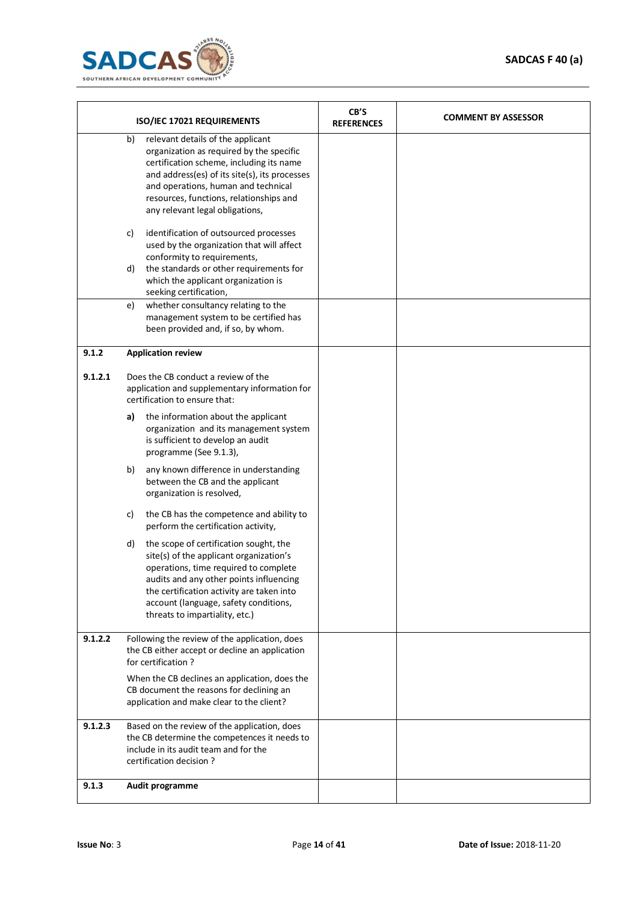| ISO/IEC 17021 REQUIREMENTS | | CB'S REFERENCES | COMMENT BY ASSESSOR |
|---|---|---|---|
| | b) relevant details of the applicant organization as required by the specific certification scheme, including its name and address(es) of its site(s), its processes and operations, human and technical resources, functions, relationships and any relevant legal obligations,<br><br>c) identification of outsourced processes used by the organization that will affect conformity to requirements,<br>d) the standards or other requirements for which the applicant organization is seeking certification, | | |
| | e) whether consultancy relating to the management system to be certified has been provided and, if so, by whom. | | |
| **9.1.2**<br><br>**9.1.2.1** | **Application review**<br><br>Does the CB conduct a review of the application and supplementary information for certification to ensure that:<br><br>**a)** the information about the applicant organization and its management system is sufficient to develop an audit programme (See 9.1.3),<br><br>b) any known difference in understanding between the CB and the applicant organization is resolved,<br><br>c) the CB has the competence and ability to perform the certification activity,<br><br>d) the scope of certification sought, the site(s) of the applicant organization's operations, time required to complete audits and any other points influencing the certification activity are taken into account (language, safety conditions, threats to impartiality, etc.) | | |
| **9.1.2.2** | Following the review of the application, does the CB either accept or decline an application for certification ?<br><br>When the CB declines an application, does the CB document the reasons for declining an application and make clear to the client? | | |
| **9.1.2.3** | Based on the review of the application, does the CB determine the competences it needs to include in its audit team and for the certification decision ? | | |
| **9.1.3** | **Audit programme** | | |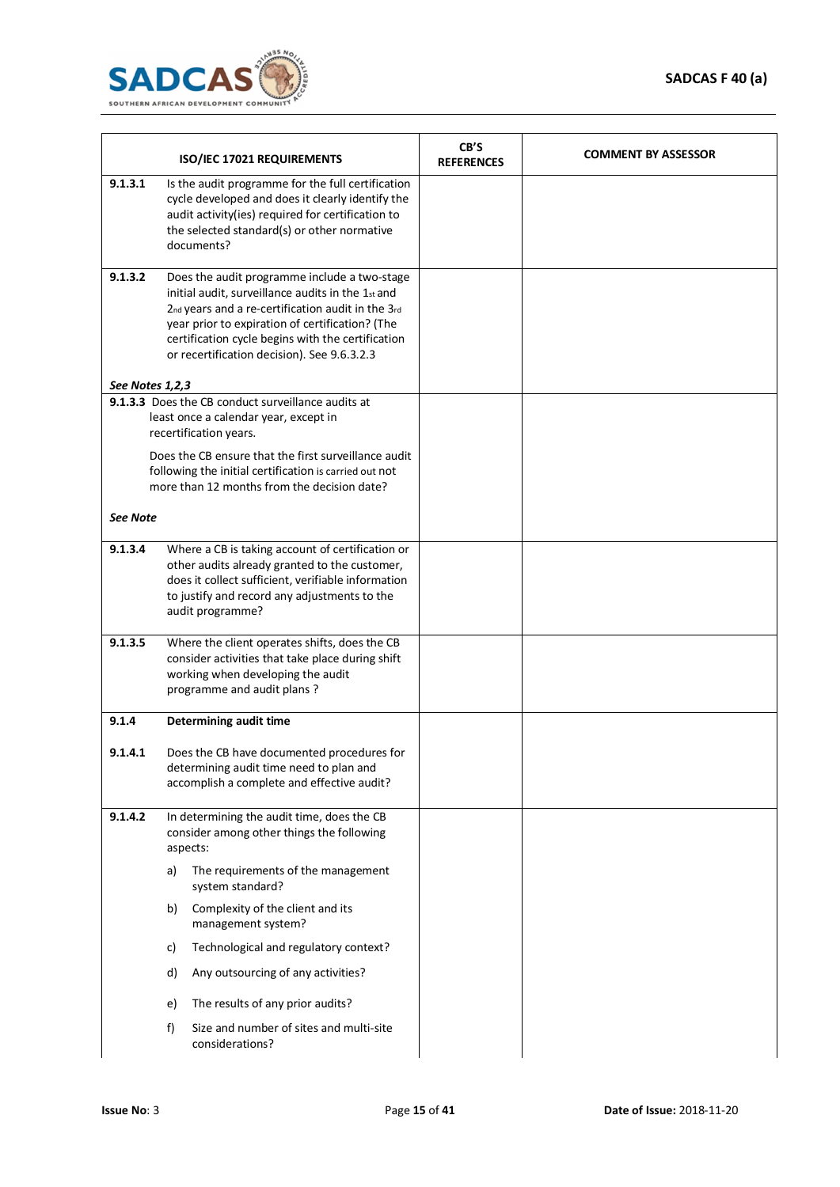| ISO/IEC 17021 REQUIREMENTS | | CB'S REFERENCES | COMMENT BY ASSESSOR |
|---|---|---|---|
| **9.1.3.1** | Is the audit programme for the full certification cycle developed and does it clearly identify the audit activity(ies) required for certification to the selected standard(s) or other normative documents? | | |
| **9.1.3.2** | Does the audit programme include a two-stage initial audit, surveillance audits in the 1st and 2nd years and a re-certification audit in the 3rd year prior to expiration of certification? (The certification cycle begins with the certification or recertification decision). See 9.6.3.2.3<br><br>***See Notes 1,2,3*** | | |
| **9.1.3.3** | Does the CB conduct surveillance audits at least once a calendar year, except in recertification years.<br><br>Does the CB ensure that the first surveillance audit following the initial certification is carried out not more than 12 months from the decision date?<br><br>***See Note*** | | |
| **9.1.3.4** | Where a CB is taking account of certification or other audits already granted to the customer, does it collect sufficient, verifiable information to justify and record any adjustments to the audit programme? | | |
| **9.1.3.5** | Where the client operates shifts, does the CB consider activities that take place during shift working when developing the audit programme and audit plans ? | | |
| **9.1.4**<br><br>**9.1.4.1** | **Determining audit time**<br><br>Does the CB have documented procedures for determining audit time need to plan and accomplish a complete and effective audit? | | |
| **9.1.4.2** | In determining the audit time, does the CB consider among other things the following aspects:<br><br>a) The requirements of the management system standard?<br><br>b) Complexity of the client and its management system?<br><br>c) Technological and regulatory context?<br><br>d) Any outsourcing of any activities?<br><br>e) The results of any prior audits?<br><br>f) Size and number of sites and multi-site considerations? | | |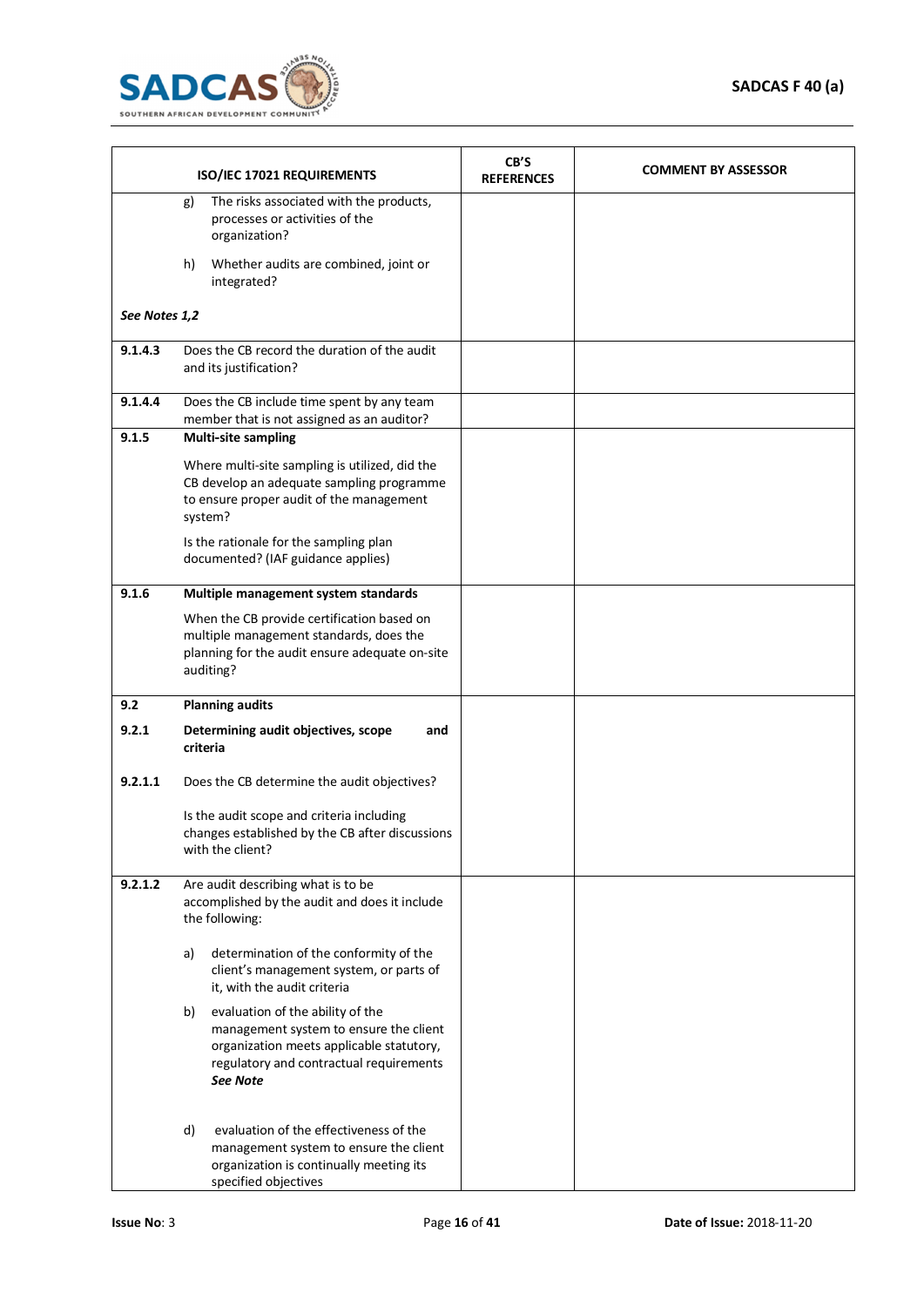| ISO/IEC 17021 REQUIREMENTS | | CB'S REFERENCES | COMMENT BY ASSESSOR |
|---|---|---|---|
| | g) The risks associated with the products, processes or activities of the organization?<br><br>h) Whether audits are combined, joint or integrated?<br><br>***See Notes 1,2*** | | |
| **9.1.4.3** | Does the CB record the duration of the audit and its justification? | | |
| **9.1.4.4** | Does the CB include time spent by any team member that is not assigned as an auditor? | | |
| **9.1.5** | **Multi-site sampling**<br><br>Where multi-site sampling is utilized, did the CB develop an adequate sampling programme to ensure proper audit of the management system?<br><br>Is the rationale for the sampling plan documented? (IAF guidance applies) | | |
| **9.1.6** | **Multiple management system standards**<br><br>When the CB provide certification based on multiple management standards, does the planning for the audit ensure adequate on-site auditing? | | |
| **9.2**<br><br>**9.2.1**<br><br>**9.2.1.1** | **Planning audits**<br><br>**Determining audit objectives, scope and criteria**<br><br>Does the CB determine the audit objectives?<br><br>Is the audit scope and criteria including changes established by the CB after discussions with the client? | | |
| **9.2.1.2** | Are audit describing what is to be accomplished by the audit and does it include the following:<br><br>a) determination of the conformity of the client's management system, or parts of it, with the audit criteria<br><br>b) evaluation of the ability of the management system to ensure the client organization meets applicable statutory, regulatory and contractual requirements ***See Note***<br><br>d) evaluation of the effectiveness of the management system to ensure the client organization is continually meeting its specified objectives | | |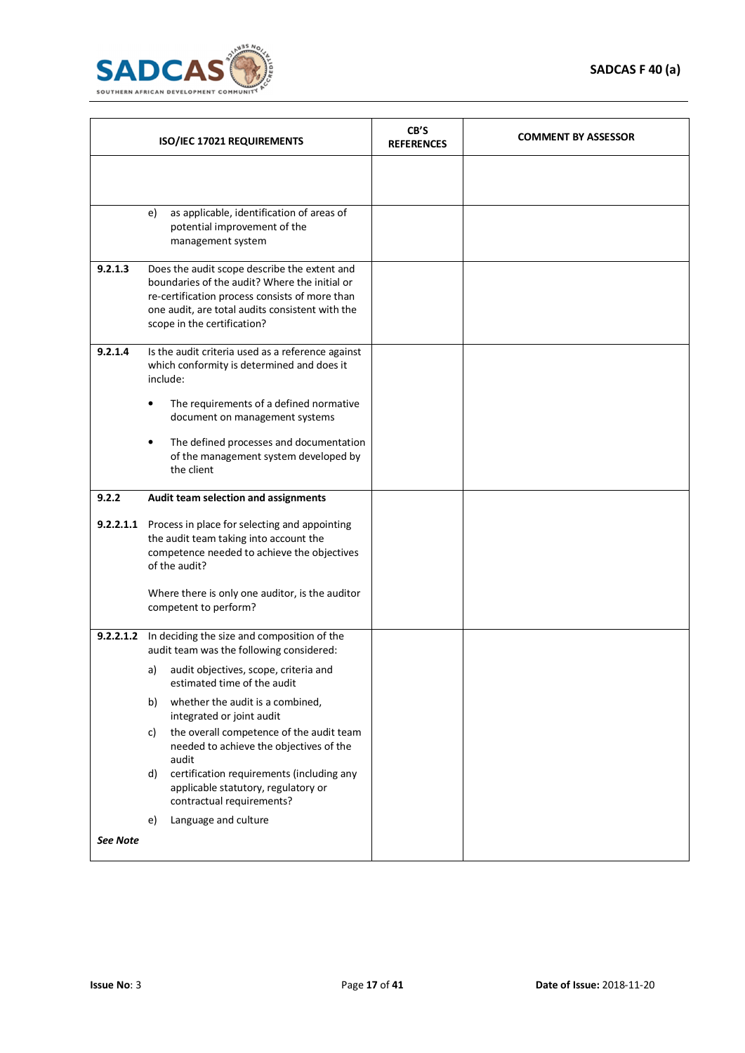| ISO/IEC 17021 REQUIREMENTS | | CB'S REFERENCES | COMMENT BY ASSESSOR |
|---|---|---|---|
| | | | |
| | e) as applicable, identification of areas of potential improvement of the management system | | |
| **9.2.1.3** | Does the audit scope describe the extent and boundaries of the audit? Where the initial or re-certification process consists of more than one audit, are total audits consistent with the scope in the certification? | | |
| **9.2.1.4** | Is the audit criteria used as a reference against which conformity is determined and does it include:<br><br>• The requirements of a defined normative document on management systems<br><br>• The defined processes and documentation of the management system developed by the client | | |
| **9.2.2**<br><br>**9.2.2.1.1** | **Audit team selection and assignments**<br><br>Process in place for selecting and appointing the audit team taking into account the competence needed to achieve the objectives of the audit?<br><br>Where there is only one auditor, is the auditor competent to perform? | | |
| **9.2.2.1.2**<br><br>***See Note*** | In deciding the size and composition of the audit team was the following considered:<br>a) audit objectives, scope, criteria and estimated time of the audit<br>b) whether the audit is a combined, integrated or joint audit<br>c) the overall competence of the audit team needed to achieve the objectives of the audit<br>d) certification requirements (including any applicable statutory, regulatory or contractual requirements?<br>e) Language and culture | | |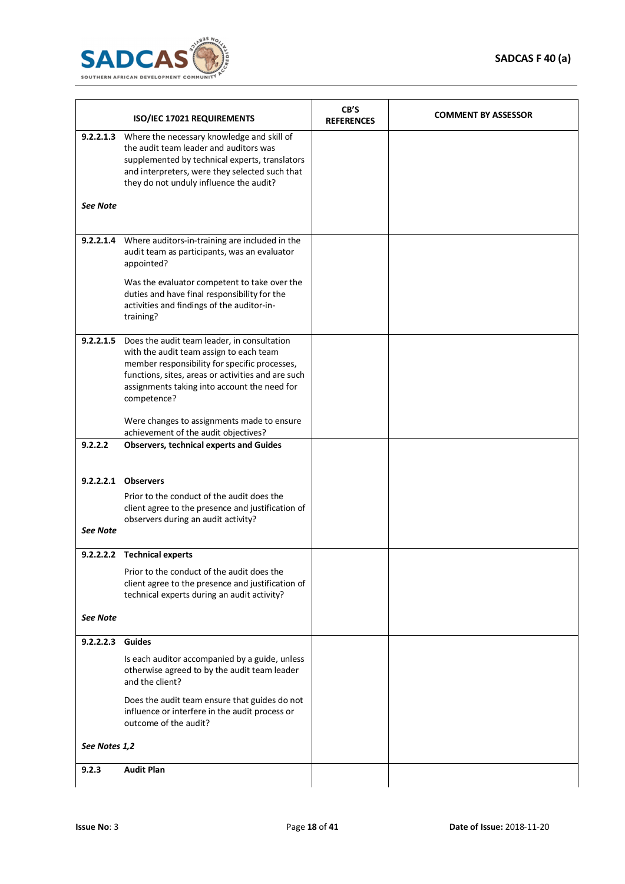| ISO/IEC 17021 REQUIREMENTS | | CB'S REFERENCES | COMMENT BY ASSESSOR |
|---|---|---|---|
| **9.2.2.1.3**<br><br>***See Note*** | Where the necessary knowledge and skill of the audit team leader and auditors was supplemented by technical experts, translators and interpreters, were they selected such that they do not unduly influence the audit? | | |
| **9.2.2.1.4** | Where auditors-in-training are included in the audit team as participants, was an evaluator appointed?<br><br>Was the evaluator competent to take over the duties and have final responsibility for the activities and findings of the auditor-in-training? | | |
| **9.2.2.1.5** | Does the audit team leader, in consultation with the audit team assign to each team member responsibility for specific processes, functions, sites, areas or activities and are such assignments taking into account the need for competence?<br><br>Were changes to assignments made to ensure achievement of the audit objectives? | | |
| **9.2.2.2**<br><br>**9.2.2.2.1**<br><br>***See Note*** | **Observers, technical experts and Guides**<br><br>**Observers**<br><br>Prior to the conduct of the audit does the client agree to the presence and justification of observers during an audit activity? | | |
| **9.2.2.2.2**<br><br>***See Note*** | **Technical experts**<br><br>Prior to the conduct of the audit does the client agree to the presence and justification of technical experts during an audit activity? | | |
| **9.2.2.2.3**<br><br>***See Notes 1,2*** | **Guides**<br><br>Is each auditor accompanied by a guide, unless otherwise agreed to by the audit team leader and the client?<br><br>Does the audit team ensure that guides do not influence or interfere in the audit process or outcome of the audit? | | |
| **9.2.3** | **Audit Plan** | | |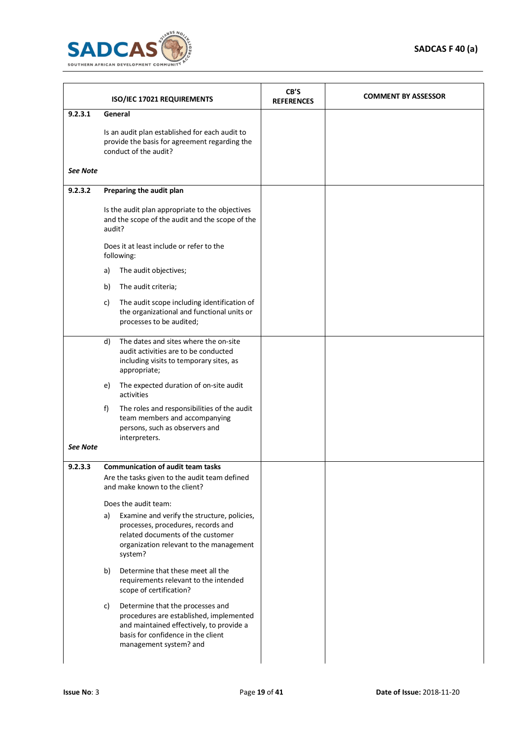| ISO/IEC 17021 REQUIREMENTS | | CB'S REFERENCES | COMMENT BY ASSESSOR |
|---|---|---|---|
| **9.2.3.1** | **General**<br><br>Is an audit plan established for each audit to provide the basis for agreement regarding the conduct of the audit? | | |
| ***See Note*** | | | |
| **9.2.3.2** | **Preparing the audit plan**<br><br>Is the audit plan appropriate to the objectives and the scope of the audit and the scope of the audit?<br><br>Does it at least include or refer to the following:<br><br>a) The audit objectives;<br><br>b) The audit criteria;<br><br>c) The audit scope including identification of the organizational and functional units or processes to be audited; | | |
| | d) The dates and sites where the on-site audit activities are to be conducted including visits to temporary sites, as appropriate;<br><br>e) The expected duration of on-site audit activities<br><br>f) The roles and responsibilities of the audit team members and accompanying persons, such as observers and interpreters. | | |
| ***See Note*** | | | |
| **9.2.3.3** | **Communication of audit team tasks**<br>Are the tasks given to the audit team defined and make known to the client?<br><br>Does the audit team:<br><br>a) Examine and verify the structure, policies, processes, procedures, records and related documents of the customer organization relevant to the management system?<br><br>b) Determine that these meet all the requirements relevant to the intended scope of certification?<br><br>c) Determine that the processes and procedures are established, implemented and maintained effectively, to provide a basis for confidence in the client management system? and | | |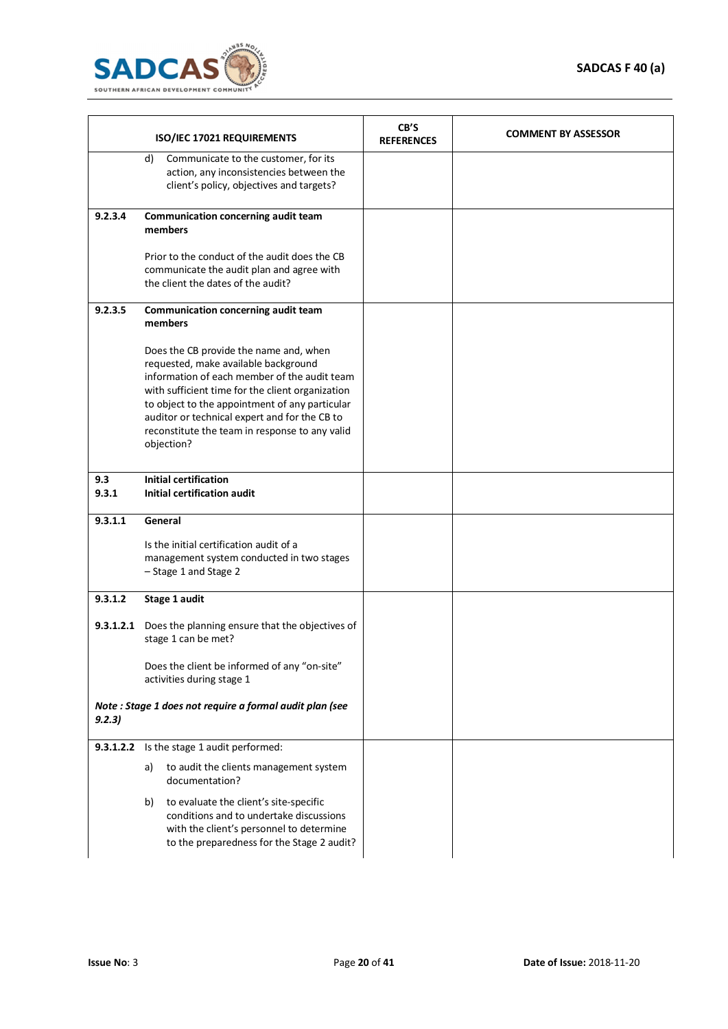| | ISO/IEC 17021 REQUIREMENTS | CB'S REFERENCES | COMMENT BY ASSESSOR |
|---|---|---|---|
| | d) Communicate to the customer, for its action, any inconsistencies between the client's policy, objectives and targets? | | |
| **9.2.3.4** | **Communication concerning audit team members**<br><br>Prior to the conduct of the audit does the CB communicate the audit plan and agree with the client the dates of the audit? | | |
| **9.2.3.5** | **Communication concerning audit team members**<br><br>Does the CB provide the name and, when requested, make available background information of each member of the audit team with sufficient time for the client organization to object to the appointment of any particular auditor or technical expert and for the CB to reconstitute the team in response to any valid objection? | | |
| **9.3**<br>**9.3.1** | **Initial certification**<br>**Initial certification audit** | | |
| **9.3.1.1** | **General**<br><br>Is the initial certification audit of a management system conducted in two stages – Stage 1 and Stage 2 | | |
| **9.3.1.2**<br><br>**9.3.1.2.1** | **Stage 1 audit**<br><br>Does the planning ensure that the objectives of stage 1 can be met?<br><br>Does the client be informed of any "on-site" activities during stage 1<br><br>***Note : Stage 1 does not require a formal audit plan (see 9.2.3)*** | | |
| **9.3.1.2.2** | Is the stage 1 audit performed:<br><br>a) to audit the clients management system documentation?<br><br>b) to evaluate the client's site-specific conditions and to undertake discussions with the client's personnel to determine to the preparedness for the Stage 2 audit? | | |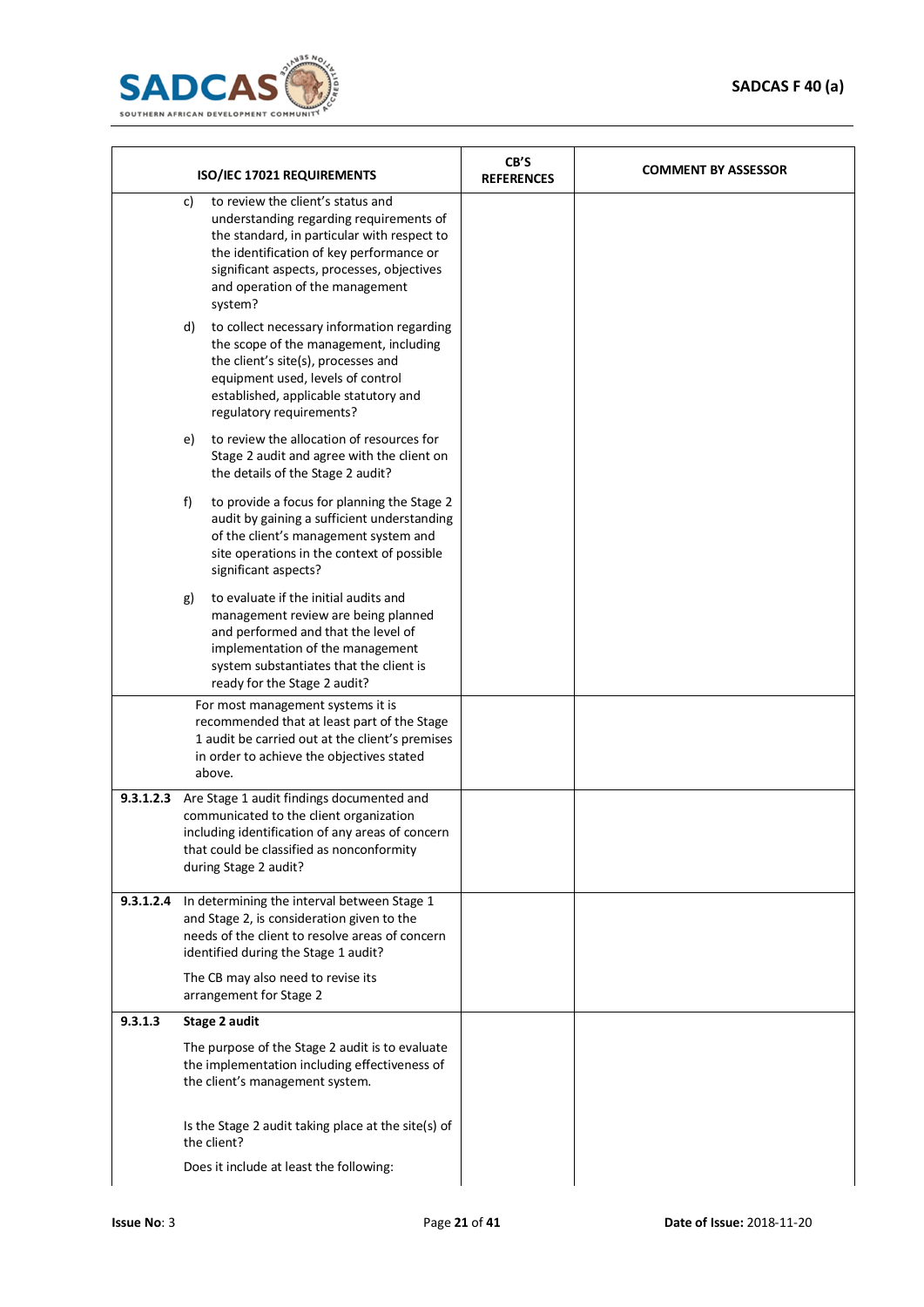| ISO/IEC 17021 REQUIREMENTS | | CB'S REFERENCES | COMMENT BY ASSESSOR |
|---|---|---|---|
| | c) to review the client's status and understanding regarding requirements of the standard, in particular with respect to the identification of key performance or significant aspects, processes, objectives and operation of the management system?<br><br>d) to collect necessary information regarding the scope of the management, including the client's site(s), processes and equipment used, levels of control established, applicable statutory and regulatory requirements?<br><br>e) to review the allocation of resources for Stage 2 audit and agree with the client on the details of the Stage 2 audit?<br><br>f) to provide a focus for planning the Stage 2 audit by gaining a sufficient understanding of the client's management system and site operations in the context of possible significant aspects?<br><br>g) to evaluate if the initial audits and management review are being planned and performed and that the level of implementation of the management system substantiates that the client is ready for the Stage 2 audit? | | |
| | For most management systems it is recommended that at least part of the Stage 1 audit be carried out at the client's premises in order to achieve the objectives stated above. | | |
| 9.3.1.2.3 | Are Stage 1 audit findings documented and communicated to the client organization including identification of any areas of concern that could be classified as nonconformity during Stage 2 audit? | | |
| 9.3.1.2.4 | In determining the interval between Stage 1 and Stage 2, is consideration given to the needs of the client to resolve areas of concern identified during the Stage 1 audit?<br><br>The CB may also need to revise its arrangement for Stage 2 | | |
| 9.3.1.3 | **Stage 2 audit**<br><br>The purpose of the Stage 2 audit is to evaluate the implementation including effectiveness of the client's management system.<br><br>Is the Stage 2 audit taking place at the site(s) of the client?<br><br>Does it include at least the following: | | |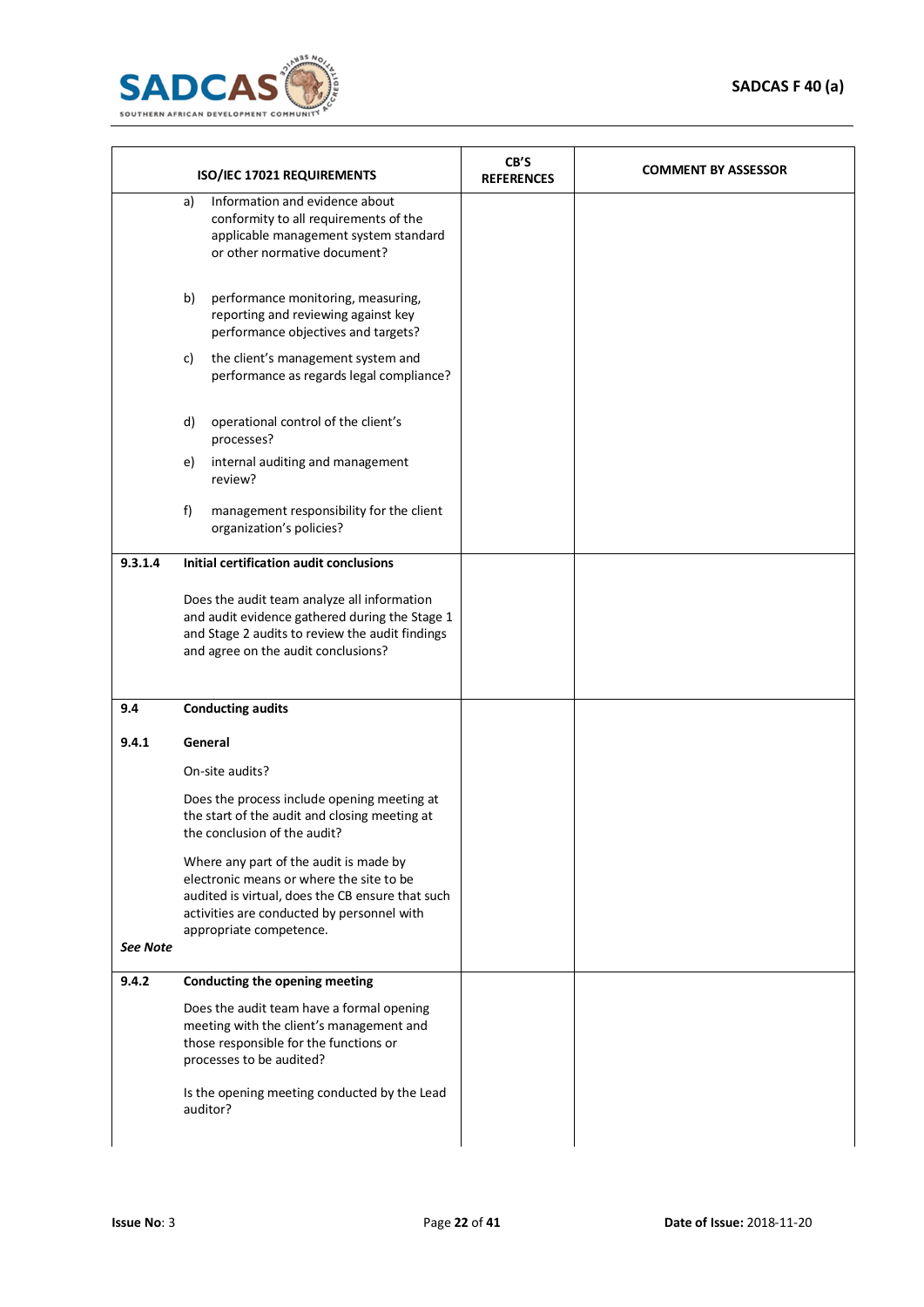| | ISO/IEC 17021 REQUIREMENTS | CB'S REFERENCES | COMMENT BY ASSESSOR |
|---|---|---|---|
| | a) Information and evidence about conformity to all requirements of the applicable management system standard or other normative document? | | |
| | b) performance monitoring, measuring, reporting and reviewing against key performance objectives and targets? | | |
| | c) the client's management system and performance as regards legal compliance? | | |
| | d) operational control of the client's processes? | | |
| | e) internal auditing and management review? | | |
| | f) management responsibility for the client organization's policies? | | |
| **9.3.1.4** | **Initial certification audit conclusions**<br><br>Does the audit team analyze all information and audit evidence gathered during the Stage 1 and Stage 2 audits to review the audit findings and agree on the audit conclusions? | | |
| **9.4**<br><br>**9.4.1**<br><br><br><br><br><br><br><br>***See Note*** | **Conducting audits**<br><br>**General**<br><br>On-site audits?<br><br>Does the process include opening meeting at the start of the audit and closing meeting at the conclusion of the audit?<br><br>Where any part of the audit is made by electronic means or where the site to be audited is virtual, does the CB ensure that such activities are conducted by personnel with appropriate competence. | | |
| **9.4.2** | **Conducting the opening meeting**<br><br>Does the audit team have a formal opening meeting with the client's management and those responsible for the functions or processes to be audited?<br><br>Is the opening meeting conducted by the Lead auditor? | | |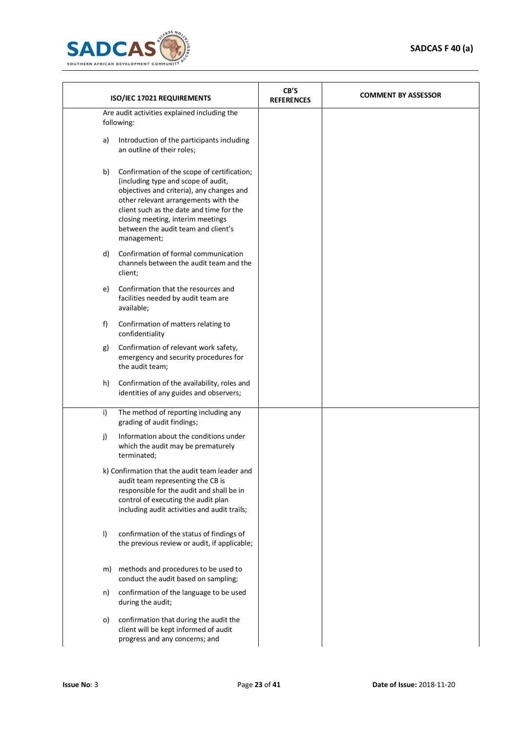| ISO/IEC 17021 REQUIREMENTS | CB'S REFERENCES | COMMENT BY ASSESSOR |
|---|---|---|
| Are audit activities explained including the following:<br><br>a) Introduction of the participants including an outline of their roles;<br><br>b) Confirmation of the scope of certification; (including type and scope of audit, objectives and criteria), any changes and other relevant arrangements with the client such as the date and time for the closing meeting, interim meetings between the audit team and client's management;<br><br>d) Confirmation of formal communication channels between the audit team and the client;<br><br>e) Confirmation that the resources and facilities needed by audit team are available;<br><br>f) Confirmation of matters relating to confidentiality<br><br>g) Confirmation of relevant work safety, emergency and security procedures for the audit team;<br><br>h) Confirmation of the availability, roles and identities of any guides and observers; | | |
| i) The method of reporting including any grading of audit findings;<br><br>j) Information about the conditions under which the audit may be prematurely terminated;<br><br>k) Confirmation that the audit team leader and audit team representing the CB is responsible for the audit and shall be in control of executing the audit plan including audit activities and audit trails;<br><br>l) confirmation of the status of findings of the previous review or audit, if applicable;<br><br>m) methods and procedures to be used to conduct the audit based on sampling;<br><br>n) confirmation of the language to be used during the audit;<br><br>o) confirmation that during the audit the client will be kept informed of audit progress and any concerns; and | | |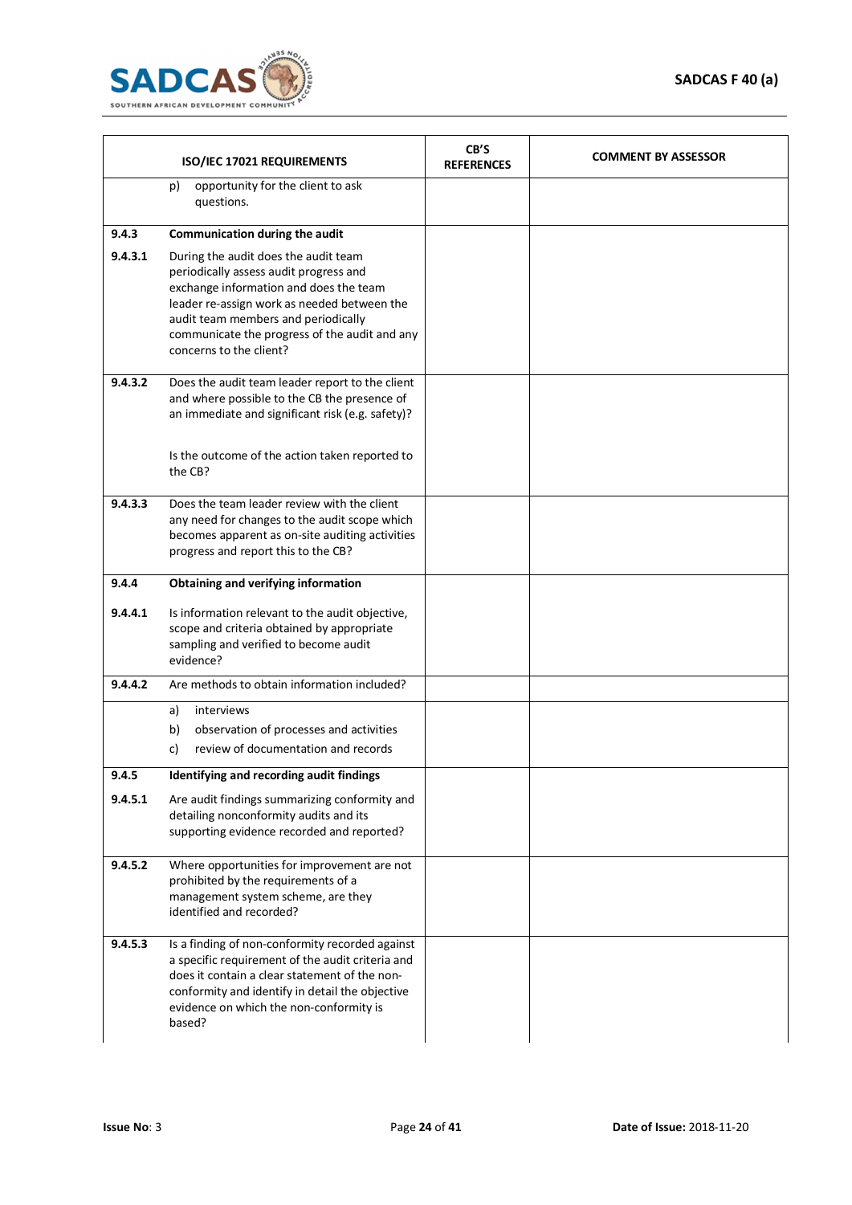| | ISO/IEC 17021 REQUIREMENTS | CB'S REFERENCES | COMMENT BY ASSESSOR |
|---|---|---|---|
| | p) opportunity for the client to ask questions. | | |
| **9.4.3** | **Communication during the audit** | | |
| **9.4.3.1** | During the audit does the audit team periodically assess audit progress and exchange information and does the team leader re-assign work as needed between the audit team members and periodically communicate the progress of the audit and any concerns to the client? | | |
| **9.4.3.2** | Does the audit team leader report to the client and where possible to the CB the presence of an immediate and significant risk (e.g. safety)?<br><br>Is the outcome of the action taken reported to the CB? | | |
| **9.4.3.3** | Does the team leader review with the client any need for changes to the audit scope which becomes apparent as on-site auditing activities progress and report this to the CB? | | |
| **9.4.4** | **Obtaining and verifying information** | | |
| **9.4.4.1** | Is information relevant to the audit objective, scope and criteria obtained by appropriate sampling and verified to become audit evidence? | | |
| **9.4.4.2** | Are methods to obtain information included? | | |
| | a) interviews<br>b) observation of processes and activities<br>c) review of documentation and records | | |
| **9.4.5** | **Identifying and recording audit findings** | | |
| **9.4.5.1** | Are audit findings summarizing conformity and detailing nonconformity audits and its supporting evidence recorded and reported? | | |
| **9.4.5.2** | Where opportunities for improvement are not prohibited by the requirements of a management system scheme, are they identified and recorded? | | |
| **9.4.5.3** | Is a finding of non-conformity recorded against a specific requirement of the audit criteria and does it contain a clear statement of the non-conformity and identify in detail the objective evidence on which the non-conformity is based? | | |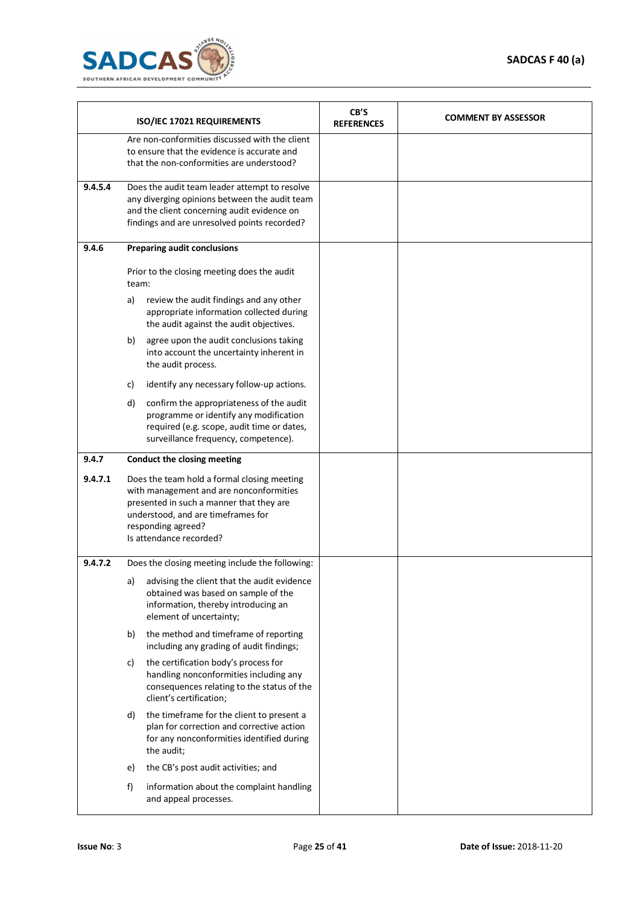| | ISO/IEC 17021 REQUIREMENTS | CB'S REFERENCES | COMMENT BY ASSESSOR |
|---|---|---|---|
| | Are non-conformities discussed with the client to ensure that the evidence is accurate and that the non-conformities are understood? | | |
| 9.4.5.4 | Does the audit team leader attempt to resolve any diverging opinions between the audit team and the client concerning audit evidence on findings and are unresolved points recorded? | | |
| 9.4.6 | **Preparing audit conclusions**<br><br>Prior to the closing meeting does the audit team:<br>a) review the audit findings and any other appropriate information collected during the audit against the audit objectives.<br>b) agree upon the audit conclusions taking into account the uncertainty inherent in the audit process.<br>c) identify any necessary follow-up actions.<br>d) confirm the appropriateness of the audit programme or identify any modification required (e.g. scope, audit time or dates, surveillance frequency, competence). | | |
| 9.4.7<br><br>9.4.7.1 | **Conduct the closing meeting**<br><br>Does the team hold a formal closing meeting with management and are nonconformities presented in such a manner that they are understood, and are timeframes for responding agreed?<br>Is attendance recorded? | | |
| 9.4.7.2 | Does the closing meeting include the following:<br>a) advising the client that the audit evidence obtained was based on sample of the information, thereby introducing an element of uncertainty;<br>b) the method and timeframe of reporting including any grading of audit findings;<br>c) the certification body's process for handling nonconformities including any consequences relating to the status of the client's certification;<br>d) the timeframe for the client to present a plan for correction and corrective action for any nonconformities identified during the audit;<br>e) the CB's post audit activities; and<br>f) information about the complaint handling and appeal processes. | | |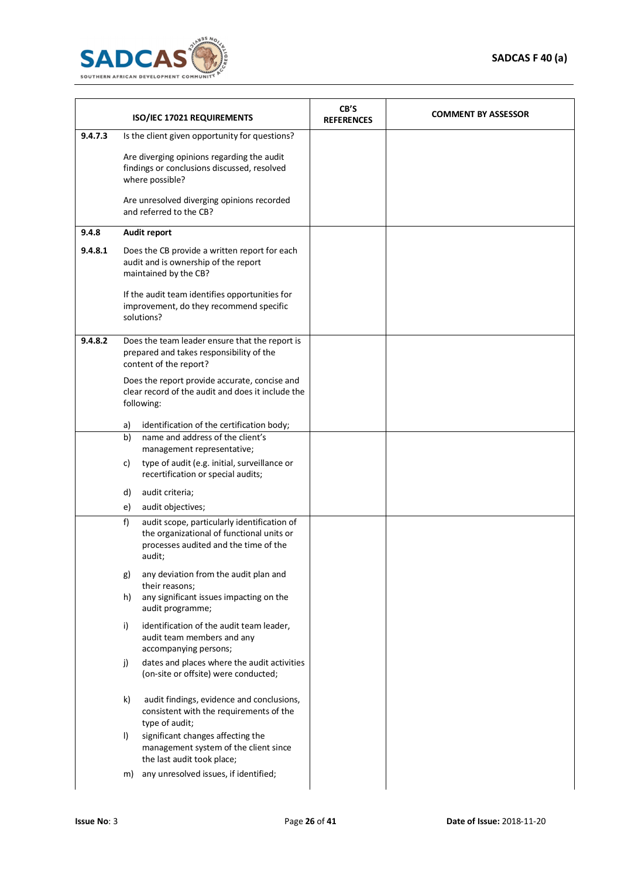| ISO/IEC 17021 REQUIREMENTS | | CB'S REFERENCES | COMMENT BY ASSESSOR |
|---|---|---|---|
| 9.4.7.3 | Is the client given opportunity for questions?<br><br>Are diverging opinions regarding the audit findings or conclusions discussed, resolved where possible?<br><br>Are unresolved diverging opinions recorded and referred to the CB? | | |
| 9.4.8 | **Audit report** | | |
| 9.4.8.1 | Does the CB provide a written report for each audit and is ownership of the report maintained by the CB?<br><br>If the audit team identifies opportunities for improvement, do they recommend specific solutions? | | |
| 9.4.8.2 | Does the team leader ensure that the report is prepared and takes responsibility of the content of the report?<br><br>Does the report provide accurate, concise and clear record of the audit and does it include the following:<br><br>a) identification of the certification body; | | |
| | b) name and address of the client's management representative;<br><br>c) type of audit (e.g. initial, surveillance or recertification or special audits;<br><br>d) audit criteria;<br><br>e) audit objectives; | | |
| | f) audit scope, particularly identification of the organizational of functional units or processes audited and the time of the audit;<br><br>g) any deviation from the audit plan and their reasons;<br><br>h) any significant issues impacting on the audit programme;<br><br>i) identification of the audit team leader, audit team members and any accompanying persons;<br><br>j) dates and places where the audit activities (on-site or offsite) were conducted;<br><br>k) audit findings, evidence and conclusions, consistent with the requirements of the type of audit;<br><br>l) significant changes affecting the management system of the client since the last audit took place;<br><br>m) any unresolved issues, if identified; | | |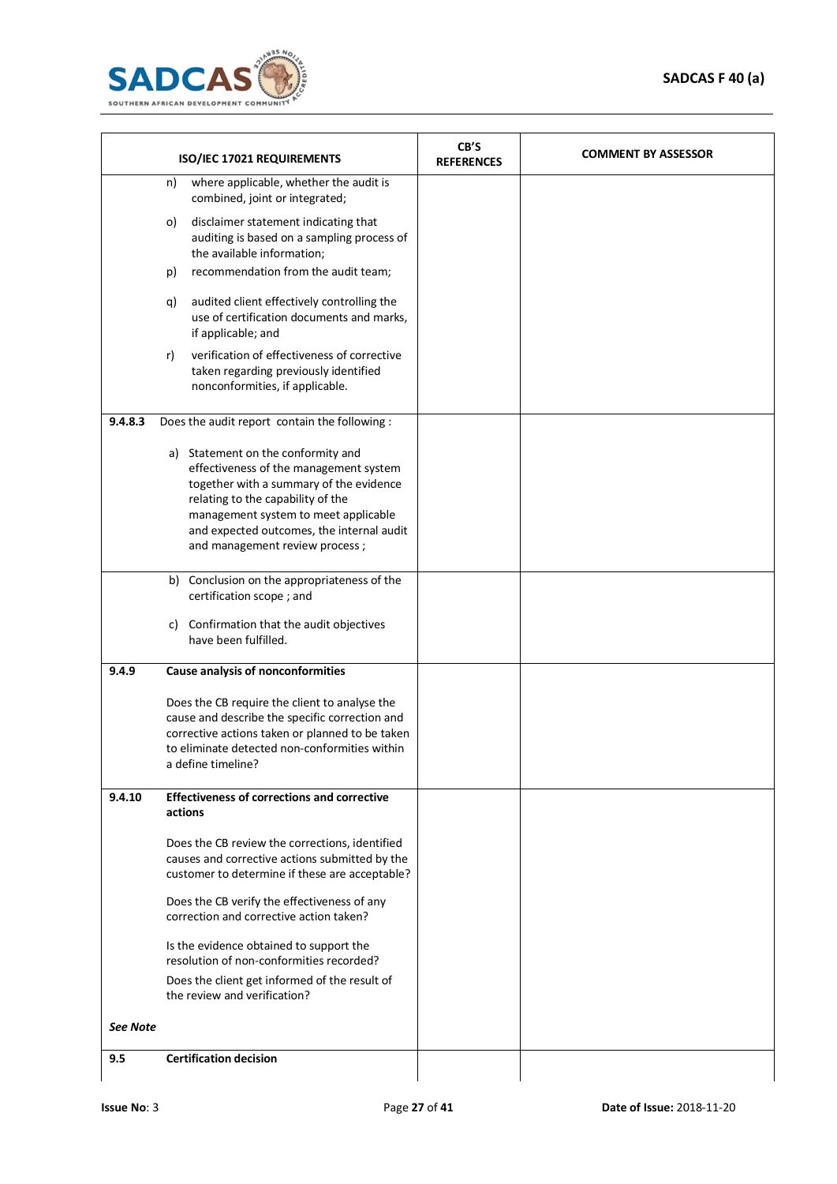| ISO/IEC 17021 REQUIREMENTS | | CB'S REFERENCES | COMMENT BY ASSESSOR |
|---|---|---|---|
| | n) where applicable, whether the audit is combined, joint or integrated;<br><br>o) disclaimer statement indicating that auditing is based on a sampling process of the available information;<br><br>p) recommendation from the audit team;<br><br>q) audited client effectively controlling the use of certification documents and marks, if applicable; and<br><br>r) verification of effectiveness of corrective taken regarding previously identified nonconformities, if applicable. | | |
| **9.4.8.3** | Does the audit report contain the following :<br><br>a) Statement on the conformity and effectiveness of the management system together with a summary of the evidence relating to the capability of the management system to meet applicable and expected outcomes, the internal audit and management review process ; | | |
| | b) Conclusion on the appropriateness of the certification scope ; and<br><br>c) Confirmation that the audit objectives have been fulfilled. | | |
| **9.4.9** | **Cause analysis of nonconformities**<br><br>Does the CB require the client to analyse the cause and describe the specific correction and corrective actions taken or planned to be taken to eliminate detected non-conformities within a define timeline? | | |
| **9.4.10** | **Effectiveness of corrections and corrective actions**<br><br>Does the CB review the corrections, identified causes and corrective actions submitted by the customer to determine if these are acceptable?<br><br>Does the CB verify the effectiveness of any correction and corrective action taken?<br><br>Is the evidence obtained to support the resolution of non-conformities recorded?<br><br>Does the client get informed of the result of the review and verification?<br><br>***See Note*** | | |
| **9.5** | **Certification decision** | | |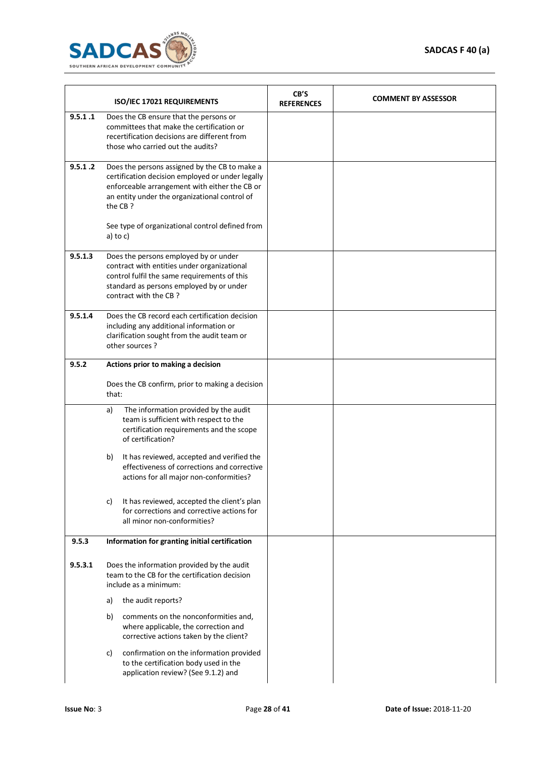| | ISO/IEC 17021 REQUIREMENTS | CB'S REFERENCES | COMMENT BY ASSESSOR |
|---|---|---|---|
| 9.5.1 .1 | Does the CB ensure that the persons or committees that make the certification or recertification decisions are different from those who carried out the audits? | | |
| 9.5.1 .2 | Does the persons assigned by the CB to make a certification decision employed or under legally enforceable arrangement with either the CB or an entity under the organizational control of the CB ?<br><br>See type of organizational control defined from a) to c) | | |
| 9.5.1.3 | Does the persons employed by or under contract with entities under organizational control fulfil the same requirements of this standard as persons employed by or under contract with the CB ? | | |
| 9.5.1.4 | Does the CB record each certification decision including any additional information or clarification sought from the audit team or other sources ? | | |
| 9.5.2 | **Actions prior to making a decision**<br><br>Does the CB confirm, prior to making a decision that: | | |
| | a) The information provided by the audit team is sufficient with respect to the certification requirements and the scope of certification?<br><br>b) It has reviewed, accepted and verified the effectiveness of corrections and corrective actions for all major non-conformities?<br><br>c) It has reviewed, accepted the client's plan for corrections and corrective actions for all minor non-conformities? | | |
| 9.5.3<br><br>9.5.3.1 | **Information for granting initial certification**<br><br>Does the information provided by the audit team to the CB for the certification decision include as a minimum:<br><br>a) the audit reports?<br><br>b) comments on the nonconformities and, where applicable, the correction and corrective actions taken by the client?<br><br>c) confirmation on the information provided to the certification body used in the application review? (See 9.1.2) and | | |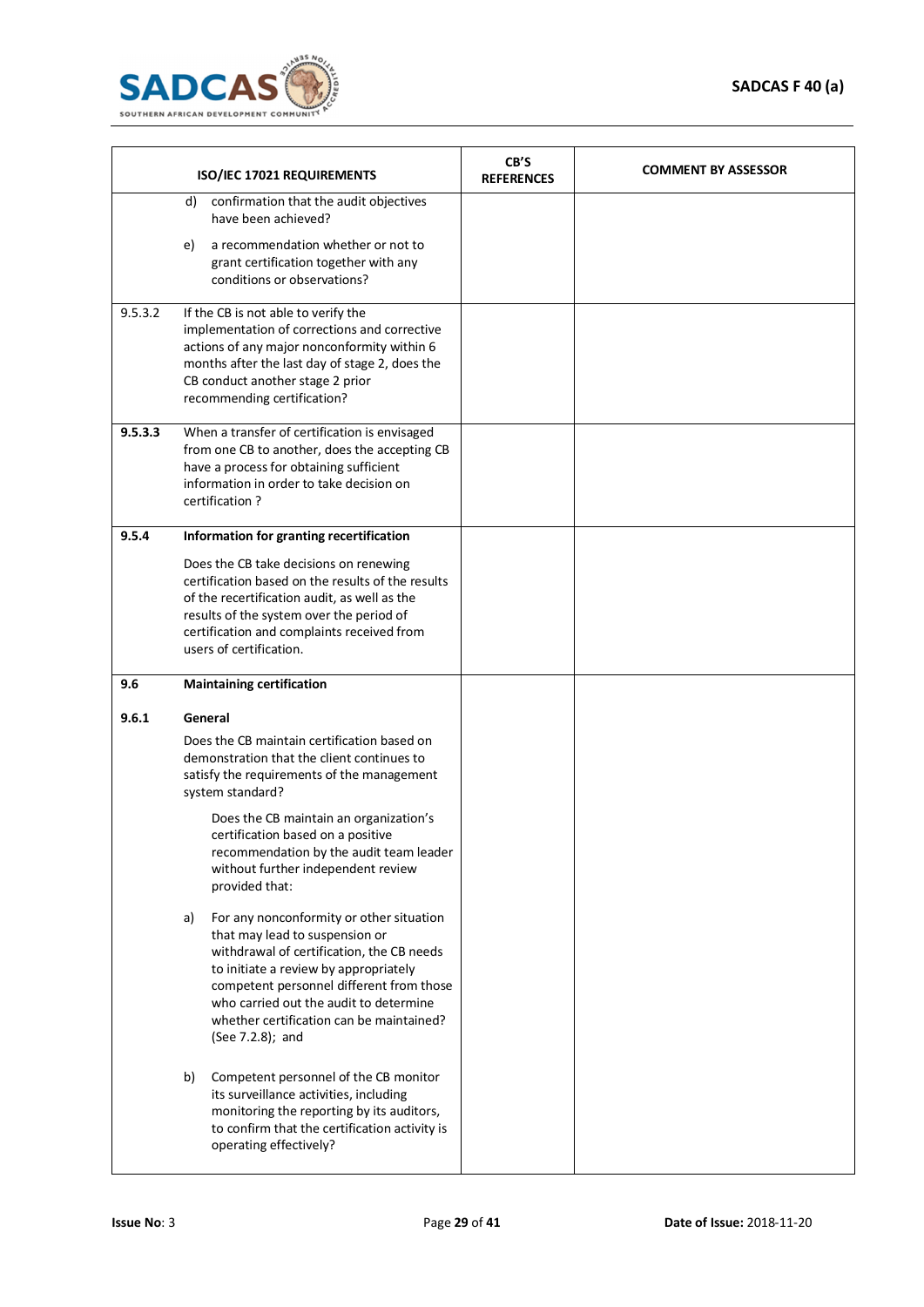| ISO/IEC 17021 REQUIREMENTS | | CB'S REFERENCES | COMMENT BY ASSESSOR |
|---|---|---|---|
| | d) confirmation that the audit objectives have been achieved?<br><br>e) a recommendation whether or not to grant certification together with any conditions or observations? | | |
| 9.5.3.2 | If the CB is not able to verify the implementation of corrections and corrective actions of any major nonconformity within 6 months after the last day of stage 2, does the CB conduct another stage 2 prior recommending certification? | | |
| **9.5.3.3** | When a transfer of certification is envisaged from one CB to another, does the accepting CB have a process for obtaining sufficient information in order to take decision on certification ? | | |
| **9.5.4** | **Information for granting recertification**<br><br>Does the CB take decisions on renewing certification based on the results of the results of the recertification audit, as well as the results of the system over the period of certification and complaints received from users of certification. | | |
| **9.6**<br><br>**9.6.1** | **Maintaining certification**<br><br>**General**<br><br>Does the CB maintain certification based on demonstration that the client continues to satisfy the requirements of the management system standard?<br><br>Does the CB maintain an organization's certification based on a positive recommendation by the audit team leader without further independent review provided that:<br><br>a) For any nonconformity or other situation that may lead to suspension or withdrawal of certification, the CB needs to initiate a review by appropriately competent personnel different from those who carried out the audit to determine whether certification can be maintained? (See 7.2.8); and<br><br>b) Competent personnel of the CB monitor its surveillance activities, including monitoring the reporting by its auditors, to confirm that the certification activity is operating effectively? | | |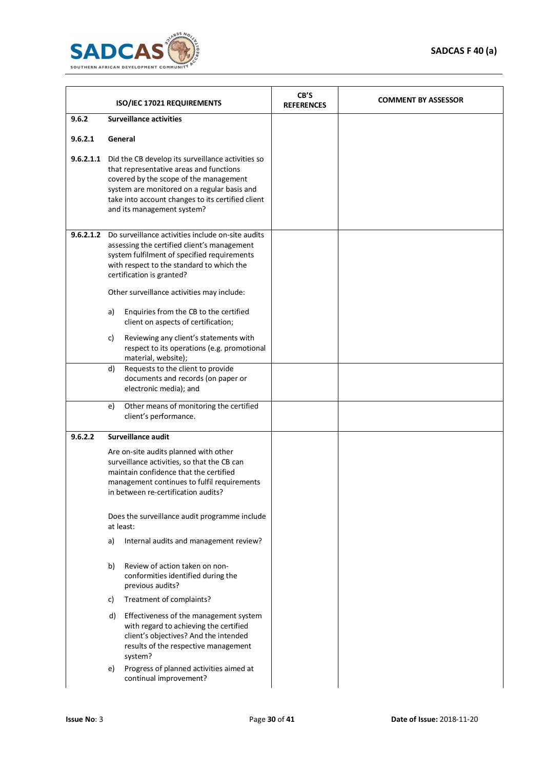| ISO/IEC 17021 REQUIREMENTS | | CB'S REFERENCES | COMMENT BY ASSESSOR |
|---|---|---|---|
| **9.6.2** | **Surveillance activities** | | |
| **9.6.2.1** | **General** | | |
| **9.6.2.1.1** | Did the CB develop its surveillance activities so that representative areas and functions covered by the scope of the management system are monitored on a regular basis and take into account changes to its certified client and its management system? | | |
| **9.6.2.1.2** | Do surveillance activities include on-site audits assessing the certified client's management system fulfilment of specified requirements with respect to the standard to which the certification is granted?<br><br>Other surveillance activities may include:<br><br>a) Enquiries from the CB to the certified client on aspects of certification;<br><br>c) Reviewing any client's statements with respect to its operations (e.g. promotional material, website); | | |
| | d) Requests to the client to provide documents and records (on paper or electronic media); and | | |
| | e) Other means of monitoring the certified client's performance. | | |
| **9.6.2.2** | **Surveillance audit**<br><br>Are on-site audits planned with other surveillance activities, so that the CB can maintain confidence that the certified management continues to fulfil requirements in between re-certification audits?<br><br>Does the surveillance audit programme include at least:<br><br>a) Internal audits and management review?<br><br>b) Review of action taken on non-conformities identified during the previous audits?<br><br>c) Treatment of complaints?<br><br>d) Effectiveness of the management system with regard to achieving the certified client's objectives? And the intended results of the respective management system?<br><br>e) Progress of planned activities aimed at continual improvement? | | |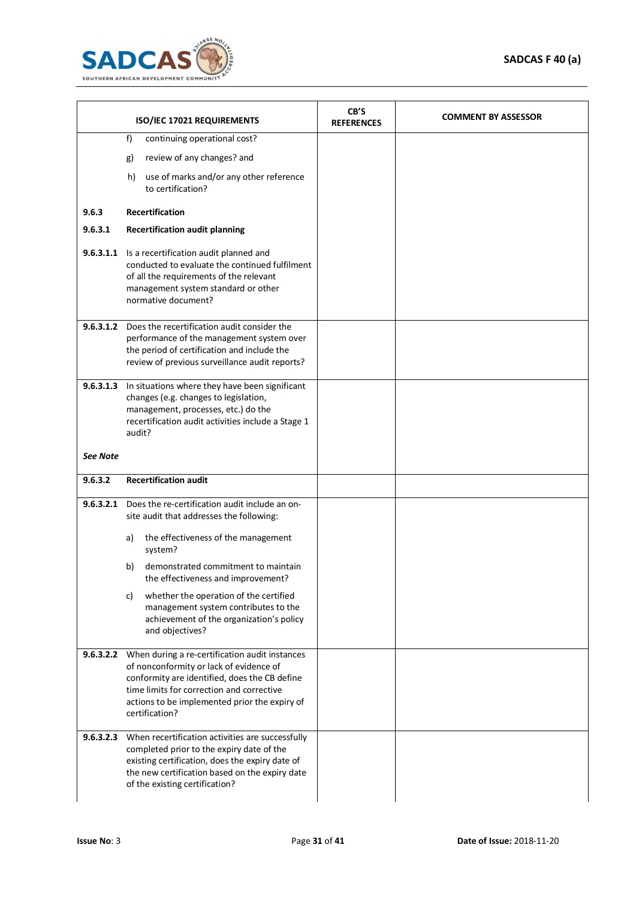| ISO/IEC 17021 REQUIREMENTS | | CB'S REFERENCES | COMMENT BY ASSESSOR |
|---|---|---|---|
| | f) continuing operational cost? <br> g) review of any changes? and <br> h) use of marks and/or any other reference to certification? | | |
| **9.6.3** | **Recertification** | | |
| **9.6.3.1** | **Recertification audit planning** | | |
| **9.6.3.1.1** | Is a recertification audit planned and conducted to evaluate the continued fulfilment of all the requirements of the relevant management system standard or other normative document? | | |
| **9.6.3.1.2** | Does the recertification audit consider the performance of the management system over the period of certification and include the review of previous surveillance audit reports? | | |
| **9.6.3.1.3** <br><br> ***See Note*** | In situations where they have been significant changes (e.g. changes to legislation, management, processes, etc.) do the recertification audit activities include a Stage 1 audit? | | |
| **9.6.3.2** | **Recertification audit** | | |
| **9.6.3.2.1** | Does the re-certification audit include an on-site audit that addresses the following: <br> a) the effectiveness of the management system? <br> b) demonstrated commitment to maintain the effectiveness and improvement? <br> c) whether the operation of the certified management system contributes to the achievement of the organization's policy and objectives? | | |
| **9.6.3.2.2** | When during a re-certification audit instances of nonconformity or lack of evidence of conformity are identified, does the CB define time limits for correction and corrective actions to be implemented prior the expiry of certification? | | |
| **9.6.3.2.3** | When recertification activities are successfully completed prior to the expiry date of the existing certification, does the expiry date of the new certification based on the expiry date of the existing certification? | | |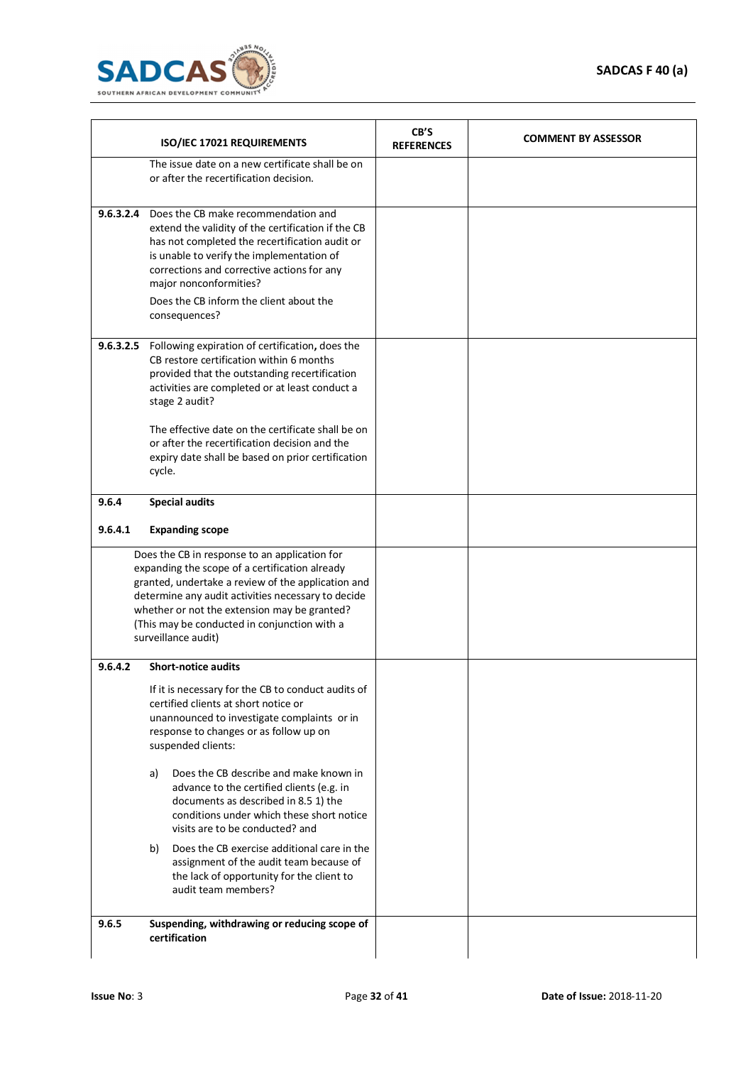| ISO/IEC 17021 REQUIREMENTS | | CB'S REFERENCES | COMMENT BY ASSESSOR |
|---|---|---|---|
| | The issue date on a new certificate shall be on or after the recertification decision. | | |
| **9.6.3.2.4** | Does the CB make recommendation and extend the validity of the certification if the CB has not completed the recertification audit or is unable to verify the implementation of corrections and corrective actions for any major nonconformities?<br><br>Does the CB inform the client about the consequences? | | |
| **9.6.3.2.5** | Following expiration of certification, does the CB restore certification within 6 months provided that the outstanding recertification activities are completed or at least conduct a stage 2 audit?<br><br>The effective date on the certificate shall be on or after the recertification decision and the expiry date shall be based on prior certification cycle. | | |
| **9.6.4**<br><br>**9.6.4.1** | **Special audits**<br><br>**Expanding scope** | | |
| | Does the CB in response to an application for expanding the scope of a certification already granted, undertake a review of the application and determine any audit activities necessary to decide whether or not the extension may be granted? (This may be conducted in conjunction with a surveillance audit) | | |
| **9.6.4.2** | **Short-notice audits**<br><br>If it is necessary for the CB to conduct audits of certified clients at short notice or unannounced to investigate complaints or in response to changes or as follow up on suspended clients:<br><br>a) Does the CB describe and make known in advance to the certified clients (e.g. in documents as described in 8.5 1) the conditions under which these short notice visits are to be conducted? and<br><br>b) Does the CB exercise additional care in the assignment of the audit team because of the lack of opportunity for the client to audit team members? | | |
| **9.6.5** | **Suspending, withdrawing or reducing scope of certification** | | |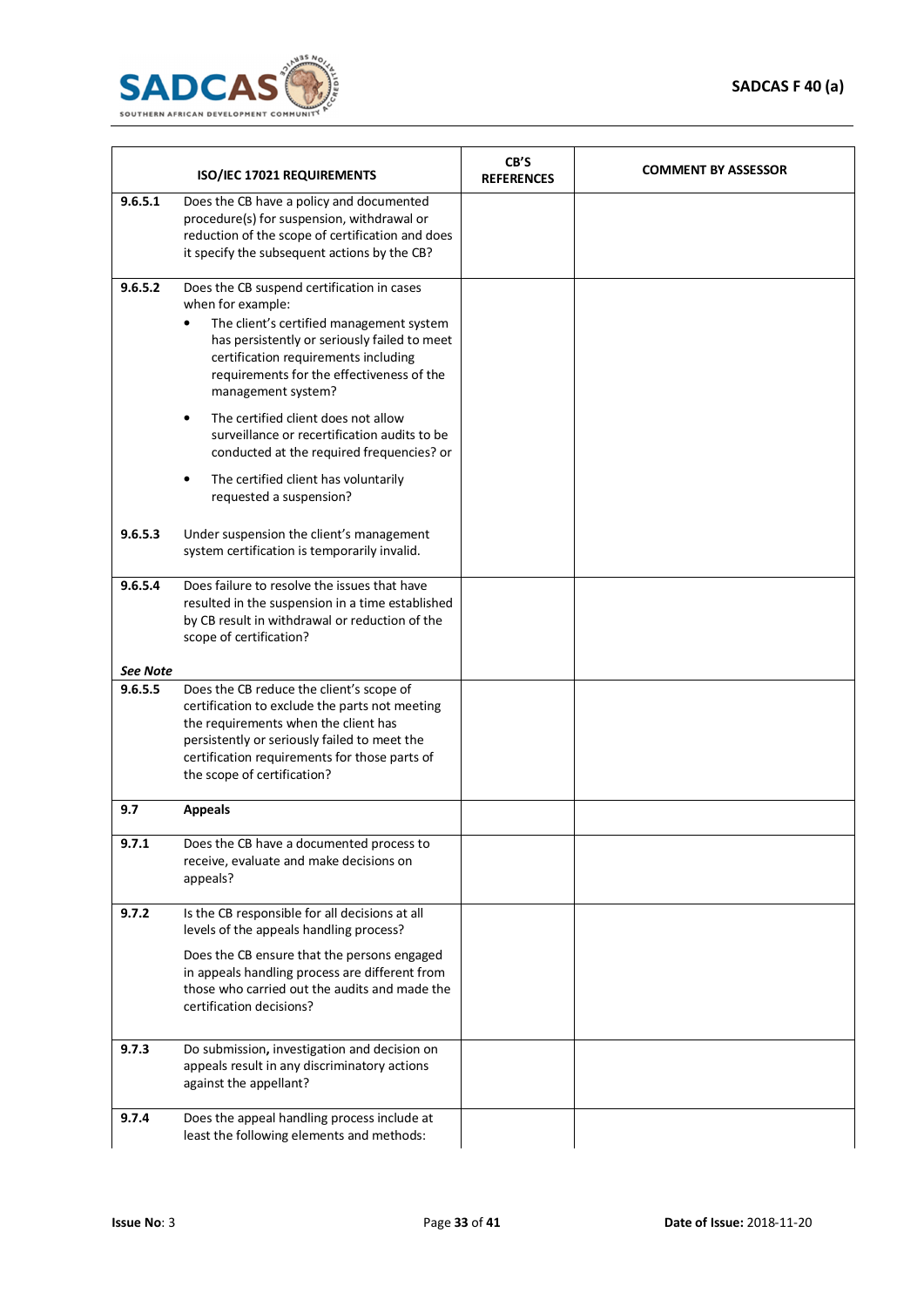| ISO/IEC 17021 REQUIREMENTS | | CB'S REFERENCES | COMMENT BY ASSESSOR |
|---|---|---|---|
| 9.6.5.1 | Does the CB have a policy and documented procedure(s) for suspension, withdrawal or reduction of the scope of certification and does it specify the subsequent actions by the CB? | | |
| 9.6.5.2 | Does the CB suspend certification in cases when for example:<br>• The client's certified management system has persistently or seriously failed to meet certification requirements including requirements for the effectiveness of the management system?<br>• The certified client does not allow surveillance or recertification audits to be conducted at the required frequencies? or<br>• The certified client has voluntarily requested a suspension? | | |
| 9.6.5.3 | Under suspension the client's management system certification is temporarily invalid. | | |
| 9.6.5.4<br><br>***See Note*** | Does failure to resolve the issues that have resulted in the suspension in a time established by CB result in withdrawal or reduction of the scope of certification? | | |
| 9.6.5.5 | Does the CB reduce the client's scope of certification to exclude the parts not meeting the requirements when the client has persistently or seriously failed to meet the certification requirements for those parts of the scope of certification? | | |
| **9.7** | **Appeals** | | |
| 9.7.1 | Does the CB have a documented process to receive, evaluate and make decisions on appeals? | | |
| 9.7.2 | Is the CB responsible for all decisions at all levels of the appeals handling process?<br><br>Does the CB ensure that the persons engaged in appeals handling process are different from those who carried out the audits and made the certification decisions? | | |
| 9.7.3 | Do submission, investigation and decision on appeals result in any discriminatory actions against the appellant? | | |
| 9.7.4 | Does the appeal handling process include at least the following elements and methods: | | |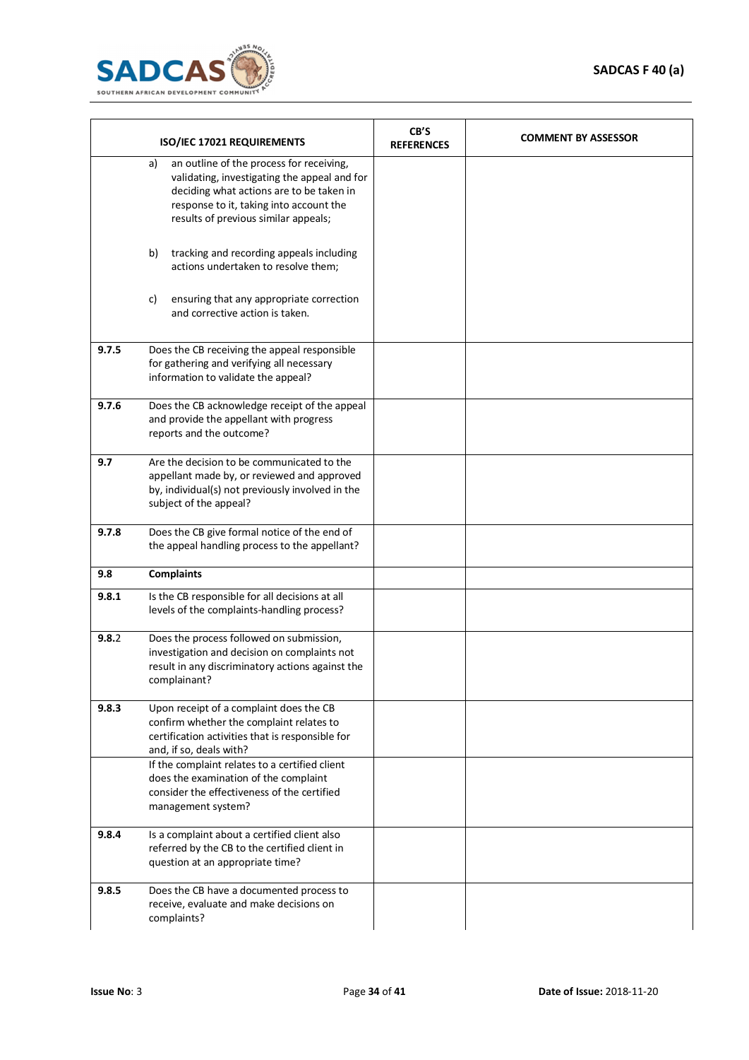| ISO/IEC 17021 REQUIREMENTS | | CB'S REFERENCES | COMMENT BY ASSESSOR |
|---|---|---|---|
| | a) an outline of the process for receiving, validating, investigating the appeal and for deciding what actions are to be taken in response to it, taking into account the results of previous similar appeals;<br><br>b) tracking and recording appeals including actions undertaken to resolve them;<br><br>c) ensuring that any appropriate correction and corrective action is taken. | | |
| **9.7.5** | Does the CB receiving the appeal responsible for gathering and verifying all necessary information to validate the appeal? | | |
| **9.7.6** | Does the CB acknowledge receipt of the appeal and provide the appellant with progress reports and the outcome? | | |
| **9.7** | Are the decision to be communicated to the appellant made by, or reviewed and approved by, individual(s) not previously involved in the subject of the appeal? | | |
| **9.7.8** | Does the CB give formal notice of the end of the appeal handling process to the appellant? | | |
| **9.8** | **Complaints** | | |
| **9.8.1** | Is the CB responsible for all decisions at all levels of the complaints-handling process? | | |
| **9.8.2** | Does the process followed on submission, investigation and decision on complaints not result in any discriminatory actions against the complainant? | | |
| **9.8.3** | Upon receipt of a complaint does the CB confirm whether the complaint relates to certification activities that is responsible for and, if so, deals with? | | |
| | If the complaint relates to a certified client does the examination of the complaint consider the effectiveness of the certified management system? | | |
| **9.8.4** | Is a complaint about a certified client also referred by the CB to the certified client in question at an appropriate time? | | |
| **9.8.5** | Does the CB have a documented process to receive, evaluate and make decisions on complaints? | | |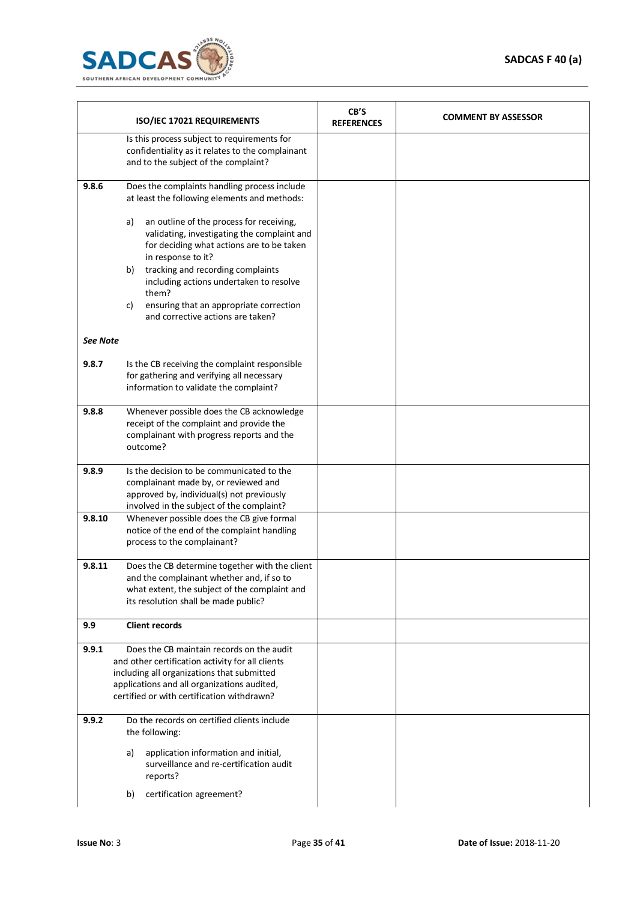| ISO/IEC 17021 REQUIREMENTS | | CB'S REFERENCES | COMMENT BY ASSESSOR |
|---|---|---|---|
| | Is this process subject to requirements for confidentiality as it relates to the complainant and to the subject of the complaint? | | |
| **9.8.6** | Does the complaints handling process include at least the following elements and methods:<br><br>a) an outline of the process for receiving, validating, investigating the complaint and for deciding what actions are to be taken in response to it?<br>b) tracking and recording complaints including actions undertaken to resolve them?<br>c) ensuring that an appropriate correction and corrective actions are taken? | | |
| ***See Note*** | | | |
| **9.8.7** | Is the CB receiving the complaint responsible for gathering and verifying all necessary information to validate the complaint? | | |
| **9.8.8** | Whenever possible does the CB acknowledge receipt of the complaint and provide the complainant with progress reports and the outcome? | | |
| **9.8.9** | Is the decision to be communicated to the complainant made by, or reviewed and approved by, individual(s) not previously involved in the subject of the complaint? | | |
| **9.8.10** | Whenever possible does the CB give formal notice of the end of the complaint handling process to the complainant? | | |
| **9.8.11** | Does the CB determine together with the client and the complainant whether and, if so to what extent, the subject of the complaint and its resolution shall be made public? | | |
| **9.9** | **Client records** | | |
| **9.9.1** | Does the CB maintain records on the audit and other certification activity for all clients including all organizations that submitted applications and all organizations audited, certified or with certification withdrawn? | | |
| **9.9.2** | Do the records on certified clients include the following:<br><br>a) application information and initial, surveillance and re-certification audit reports?<br><br>b) certification agreement? | | |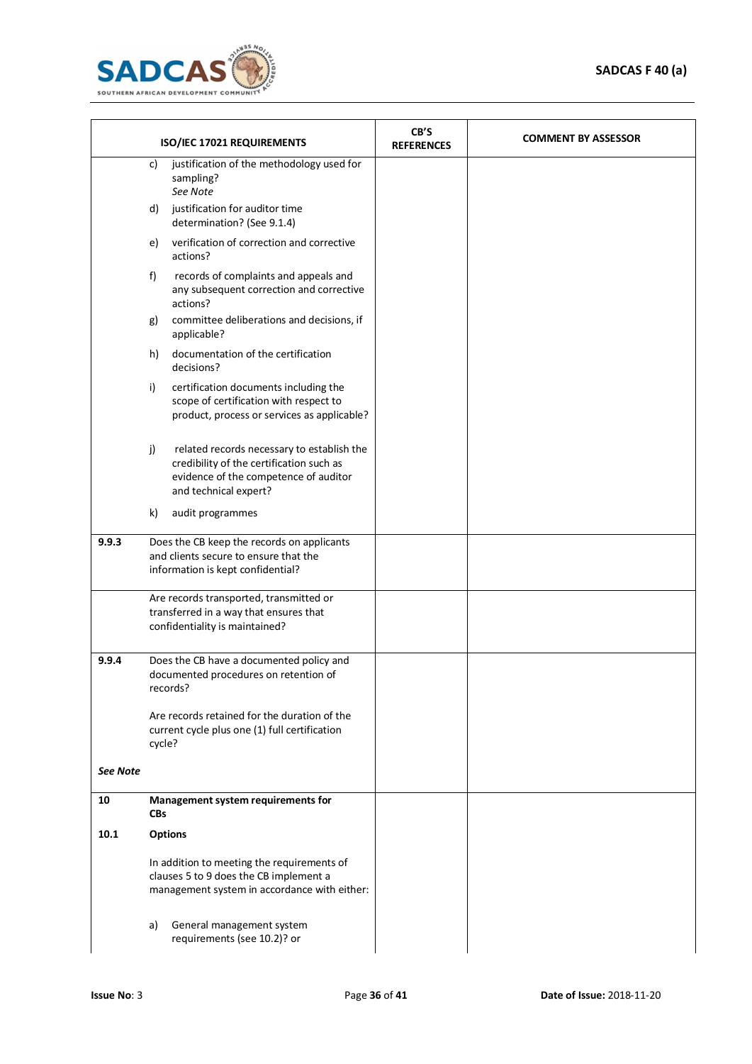| | ISO/IEC 17021 REQUIREMENTS | CB'S REFERENCES | COMMENT BY ASSESSOR |
|---|---|---|---|
| | c) justification of the methodology used for sampling? *See Note*<br><br>d) justification for auditor time determination? (See 9.1.4)<br><br>e) verification of correction and corrective actions?<br><br>f) records of complaints and appeals and any subsequent correction and corrective actions?<br><br>g) committee deliberations and decisions, if applicable?<br><br>h) documentation of the certification decisions?<br><br>i) certification documents including the scope of certification with respect to product, process or services as applicable?<br><br>j) related records necessary to establish the credibility of the certification such as evidence of the competence of auditor and technical expert?<br><br>k) audit programmes | | |
| **9.9.3** | Does the CB keep the records on applicants and clients secure to ensure that the information is kept confidential? | | |
| | Are records transported, transmitted or transferred in a way that ensures that confidentiality is maintained? | | |
| **9.9.4**<br><br>***See Note*** | Does the CB have a documented policy and documented procedures on retention of records?<br><br>Are records retained for the duration of the current cycle plus one (1) full certification cycle? | | |
| **10**<br><br>**10.1** | **Management system requirements for CBs**<br><br>**Options**<br><br>In addition to meeting the requirements of clauses 5 to 9 does the CB implement a management system in accordance with either:<br><br>a) General management system requirements (see 10.2)? or | | |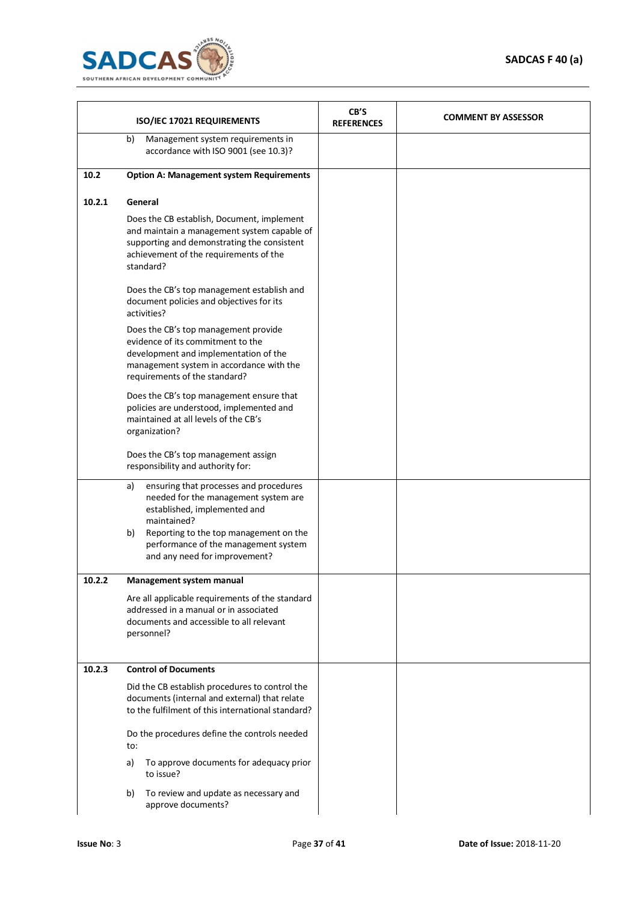| | ISO/IEC 17021 REQUIREMENTS | CB'S REFERENCES | COMMENT BY ASSESSOR |
|---|---|---|---|
| | b) Management system requirements in accordance with ISO 9001 (see 10.3)? | | |
| 10.2 | **Option A: Management system Requirements** | | |
| 10.2.1 | **General**<br><br>Does the CB establish, Document, implement and maintain a management system capable of supporting and demonstrating the consistent achievement of the requirements of the standard?<br><br>Does the CB's top management establish and document policies and objectives for its activities?<br><br>Does the CB's top management provide evidence of its commitment to the development and implementation of the management system in accordance with the requirements of the standard?<br><br>Does the CB's top management ensure that policies are understood, implemented and maintained at all levels of the CB's organization?<br><br>Does the CB's top management assign responsibility and authority for: | | |
| | a) ensuring that processes and procedures needed for the management system are established, implemented and maintained?<br>b) Reporting to the top management on the performance of the management system and any need for improvement? | | |
| 10.2.2 | **Management system manual**<br><br>Are all applicable requirements of the standard addressed in a manual or in associated documents and accessible to all relevant personnel? | | |
| 10.2.3 | **Control of Documents**<br><br>Did the CB establish procedures to control the documents (internal and external) that relate to the fulfilment of this international standard?<br><br>Do the procedures define the controls needed to:<br><br>a) To approve documents for adequacy prior to issue?<br><br>b) To review and update as necessary and approve documents? | | |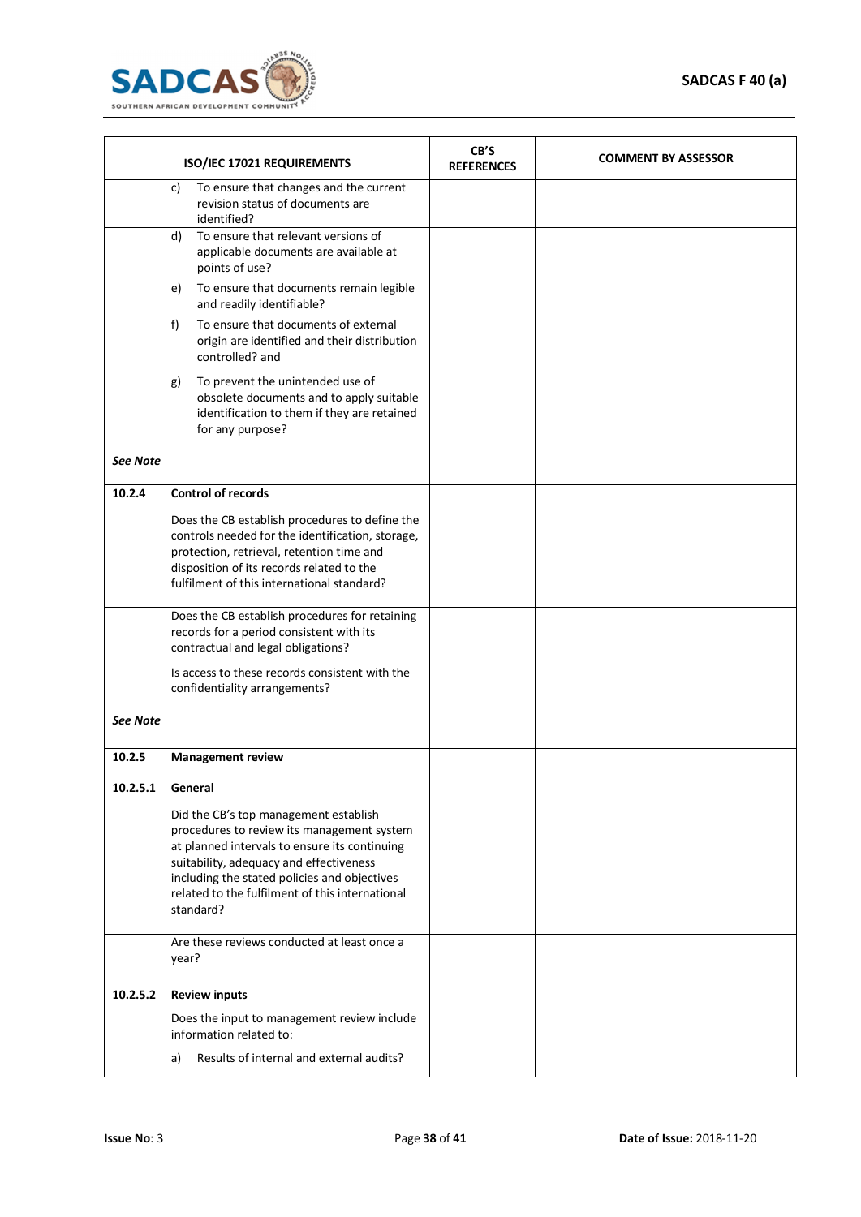| ISO/IEC 17021 REQUIREMENTS | | CB'S REFERENCES | COMMENT BY ASSESSOR |
|---|---|---|---|
| | c) To ensure that changes and the current revision status of documents are identified? | | |
| | d) To ensure that relevant versions of applicable documents are available at points of use?<br><br>e) To ensure that documents remain legible and readily identifiable?<br><br>f) To ensure that documents of external origin are identified and their distribution controlled? and<br><br>g) To prevent the unintended use of obsolete documents and to apply suitable identification to them if they are retained for any purpose? | | |
| ***See Note*** | | | |
| **10.2.4** | **Control of records**<br><br>Does the CB establish procedures to define the controls needed for the identification, storage, protection, retrieval, retention time and disposition of its records related to the fulfilment of this international standard? | | |
| | Does the CB establish procedures for retaining records for a period consistent with its contractual and legal obligations?<br><br>Is access to these records consistent with the confidentiality arrangements? | | |
| ***See Note*** | | | |
| **10.2.5** | **Management review** | | |
| **10.2.5.1** | **General**<br><br>Did the CB's top management establish procedures to review its management system at planned intervals to ensure its continuing suitability, adequacy and effectiveness including the stated policies and objectives related to the fulfilment of this international standard? | | |
| | Are these reviews conducted at least once a year? | | |
| **10.2.5.2** | **Review inputs**<br><br>Does the input to management review include information related to:<br><br>a) Results of internal and external audits? | | |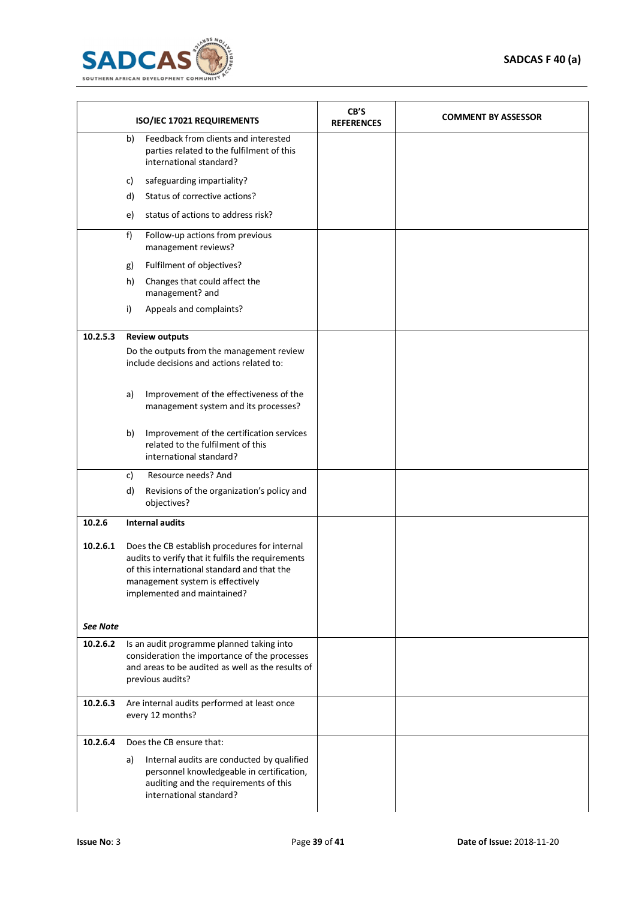| ISO/IEC 17021 REQUIREMENTS | | CB'S REFERENCES | COMMENT BY ASSESSOR |
|---|---|---|---|
| | b) Feedback from clients and interested parties related to the fulfilment of this international standard?<br>c) safeguarding impartiality?<br>d) Status of corrective actions?<br>e) status of actions to address risk? | | |
| | f) Follow-up actions from previous management reviews?<br>g) Fulfilment of objectives?<br>h) Changes that could affect the management? and<br>i) Appeals and complaints? | | |
| **10.2.5.3** | **Review outputs**<br>Do the outputs from the management review include decisions and actions related to:<br>a) Improvement of the effectiveness of the management system and its processes?<br>b) Improvement of the certification services related to the fulfilment of this international standard? | | |
| | c) Resource needs? And<br>d) Revisions of the organization's policy and objectives? | | |
| **10.2.6**<br>**10.2.6.1**<br>***See Note*** | **Internal audits**<br>Does the CB establish procedures for internal audits to verify that it fulfils the requirements of this international standard and that the management system is effectively implemented and maintained? | | |
| **10.2.6.2** | Is an audit programme planned taking into consideration the importance of the processes and areas to be audited as well as the results of previous audits? | | |
| **10.2.6.3** | Are internal audits performed at least once every 12 months? | | |
| **10.2.6.4** | Does the CB ensure that:<br>a) Internal audits are conducted by qualified personnel knowledgeable in certification, auditing and the requirements of this international standard? | | |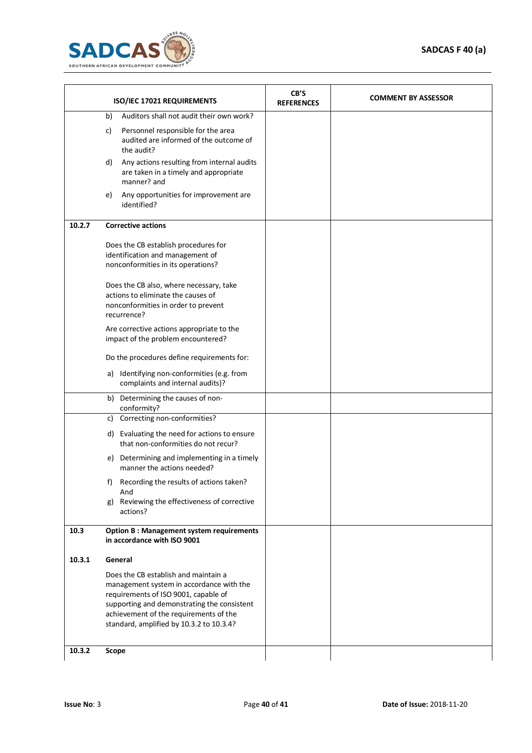| ISO/IEC 17021 REQUIREMENTS | | CB'S REFERENCES | COMMENT BY ASSESSOR |
|---|---|---|---|
| | b) Auditors shall not audit their own work?<br><br>c) Personnel responsible for the area audited are informed of the outcome of the audit?<br><br>d) Any actions resulting from internal audits are taken in a timely and appropriate manner? and<br><br>e) Any opportunities for improvement are identified? | | |
| **10.2.7** | **Corrective actions**<br><br>Does the CB establish procedures for identification and management of nonconformities in its operations?<br><br>Does the CB also, where necessary, take actions to eliminate the causes of nonconformities in order to prevent recurrence?<br><br>Are corrective actions appropriate to the impact of the problem encountered?<br><br>Do the procedures define requirements for:<br><br>a) Identifying non-conformities (e.g. from complaints and internal audits)? | | |
| | b) Determining the causes of non-conformity? | | |
| | c) Correcting non-conformities?<br><br>d) Evaluating the need for actions to ensure that non-conformities do not recur?<br><br>e) Determining and implementing in a timely manner the actions needed?<br><br>f) Recording the results of actions taken? And<br><br>g) Reviewing the effectiveness of corrective actions? | | |
| **10.3**<br><br>**10.3.1** | **Option B : Management system requirements in accordance with ISO 9001**<br><br>**General**<br><br>Does the CB establish and maintain a management system in accordance with the requirements of ISO 9001, capable of supporting and demonstrating the consistent achievement of the requirements of the standard, amplified by 10.3.2 to 10.3.4? | | |
| **10.3.2** | **Scope** | | |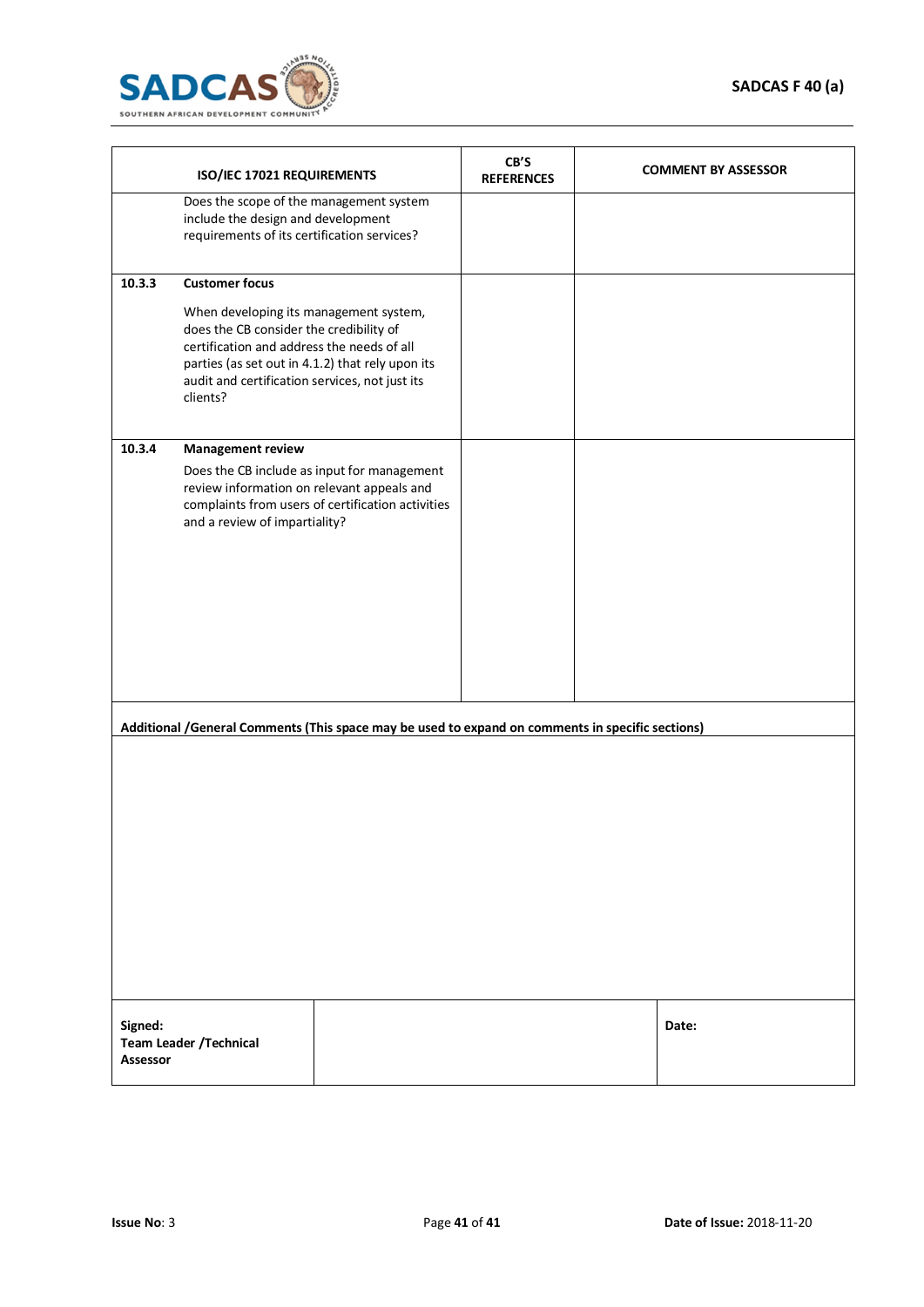| ISO/IEC 17021 REQUIREMENTS | | CB'S REFERENCES | COMMENT BY ASSESSOR |
|---|---|---|---|
| | Does the scope of the management system include the design and development requirements of its certification services? | | |
| **10.3.3** | **Customer focus**<br><br>When developing its management system, does the CB consider the credibility of certification and address the needs of all parties (as set out in 4.1.2) that rely upon its audit and certification services, not just its clients? | | |
| **10.3.4** | **Management review**<br><br>Does the CB include as input for management review information on relevant appeals and complaints from users of certification activities and a review of impartiality? | | |

**Additional /General Comments (This space may be used to expand on comments in specific sections)**

| | | |
|---|---|---|
| **Signed:**<br>**Team Leader /Technical Assessor** | | **Date:** |